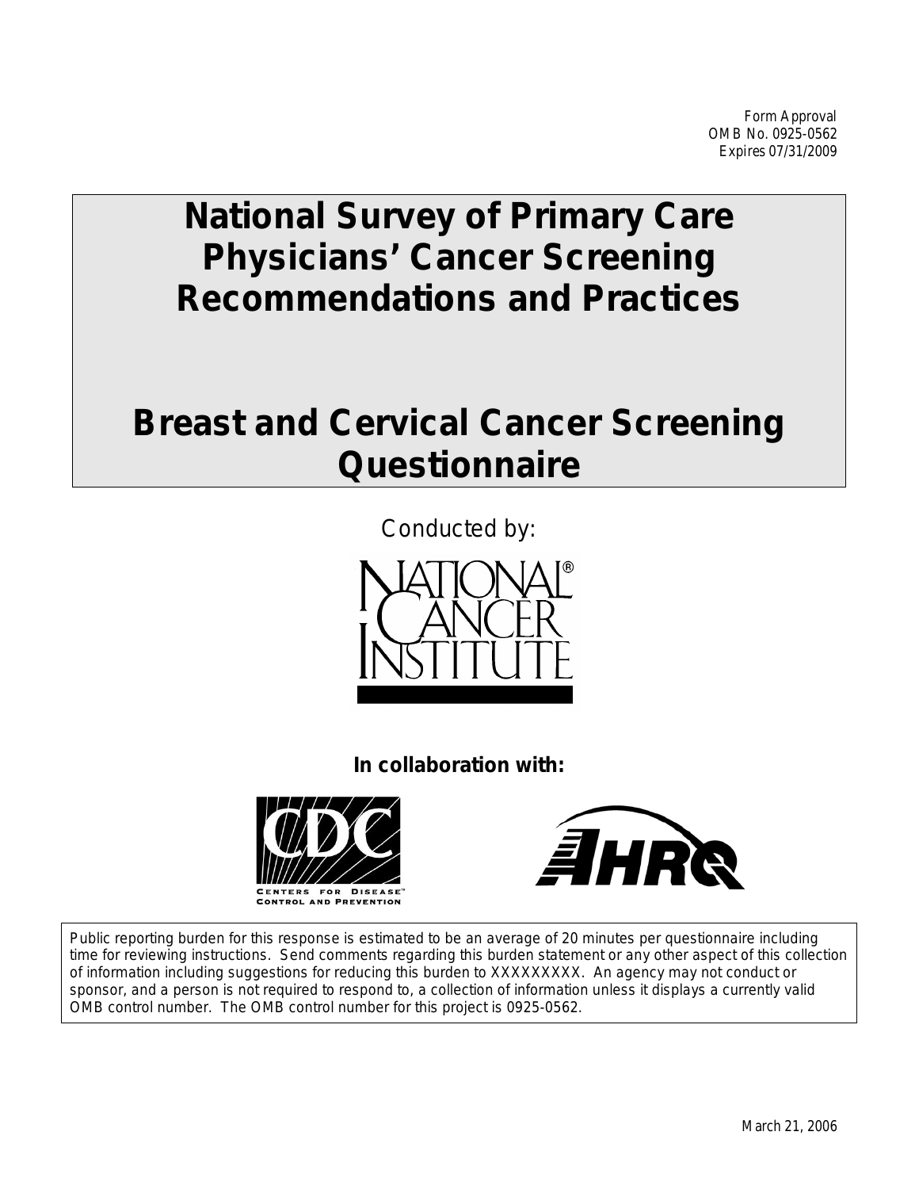Form Approval
OMB No. 0925-0562
Expires 07/31/2009

# National Survey of Primary Care Physicians' Cancer Screening Recommendations and Practices

# Breast and Cervical Cancer Screening Questionnaire

Conducted by:

NATIONAL CANCER INSTITUTE

**In collaboration with:**

CDC — Centers for Disease Control and Prevention

AHRQ

Public reporting burden for this response is estimated to be an average of 20 minutes per questionnaire including time for reviewing instructions. Send comments regarding this burden statement or any other aspect of this collection of information including suggestions for reducing this burden to XXXXXXXXX. An agency may not conduct or sponsor, and a person is not required to respond to, a collection of information unless it displays a currently valid OMB control number. The OMB control number for this project is 0925-0562.

March 21, 2006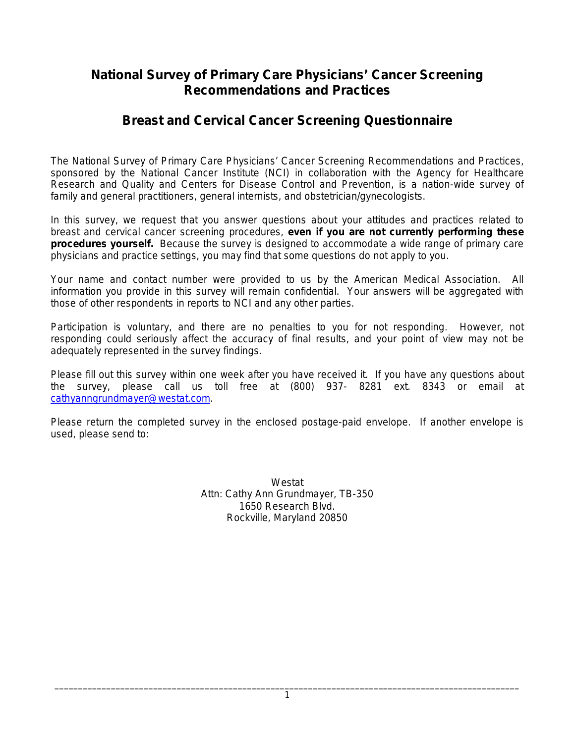# National Survey of Primary Care Physicians' Cancer Screening Recommendations and Practices

## Breast and Cervical Cancer Screening Questionnaire

The National Survey of Primary Care Physicians' Cancer Screening Recommendations and Practices, sponsored by the National Cancer Institute (NCI) in collaboration with the Agency for Healthcare Research and Quality and Centers for Disease Control and Prevention, is a nation-wide survey of family and general practitioners, general internists, and obstetrician/gynecologists.

In this survey, we request that you answer questions about your attitudes and practices related to breast and cervical cancer screening procedures, **even if you are not currently performing these procedures yourself.** Because the survey is designed to accommodate a wide range of primary care physicians and practice settings, you may find that some questions do not apply to you.

Your name and contact number were provided to us by the American Medical Association. All information you provide in this survey will remain confidential. Your answers will be aggregated with those of other respondents in reports to NCI and any other parties.

Participation is voluntary, and there are no penalties to you for not responding. However, not responding could seriously affect the accuracy of final results, and your point of view may not be adequately represented in the survey findings.

Please fill out this survey within one week after you have received it. If you have any questions about the survey, please call us toll free at (800) 937- 8281 ext. 8343 or email at cathyanngrundmayer@westat.com.

Please return the completed survey in the enclosed postage-paid envelope. If another envelope is used, please send to:

Westat
Attn: Cathy Ann Grundmayer, TB-350
1650 Research Blvd.
Rockville, Maryland 20850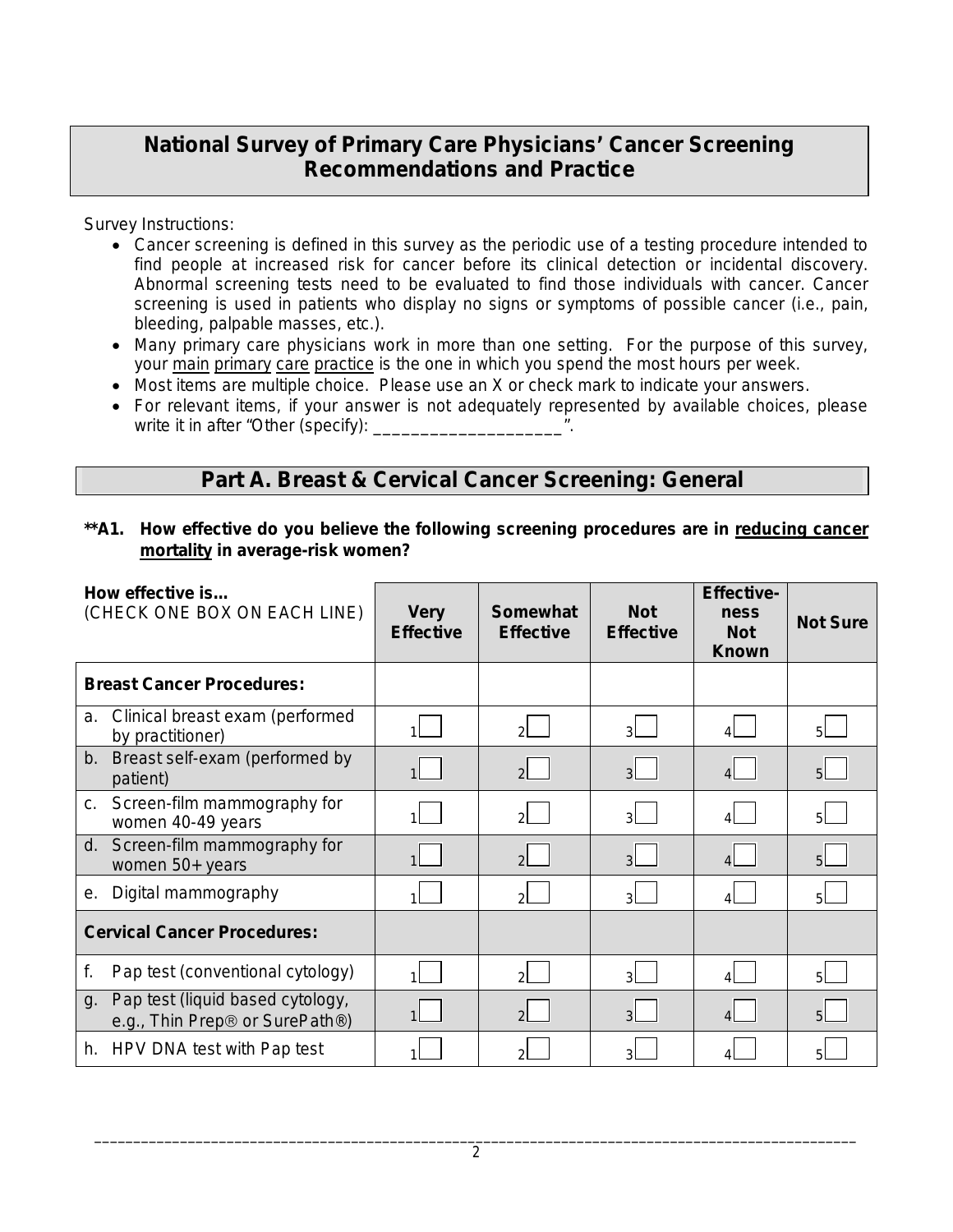## National Survey of Primary Care Physicians' Cancer Screening Recommendations and Practice

Survey Instructions:

- Cancer screening is defined in this survey as the periodic use of a testing procedure intended to find people at increased risk for cancer before its clinical detection or incidental discovery. Abnormal screening tests need to be evaluated to find those individuals with cancer. Cancer screening is used in patients who display no signs or symptoms of possible cancer (i.e., pain, bleeding, palpable masses, etc.).
- Many primary care physicians work in more than one setting. For the purpose of this survey, your main primary care practice is the one in which you spend the most hours per week.
- Most items are multiple choice. Please use an X or check mark to indicate your answers.
- For relevant items, if your answer is not adequately represented by available choices, please write it in after "Other (specify): ____________________".

## Part A. Breast & Cervical Cancer Screening: General

**\*\*A1. How effective do you believe the following screening procedures are in reducing cancer mortality in average-risk women?**

| **How effective is…** (CHECK ONE BOX ON EACH LINE) | **Very Effective** | **Somewhat Effective** | **Not Effective** | **Effectiveness Not Known** | **Not Sure** |
|---|---|---|---|---|---|
| **Breast Cancer Procedures:** | | | | | |
| a. Clinical breast exam (performed by practitioner) | 1☐ | 2☐ | 3☐ | 4☐ | 5☐ |
| b. Breast self-exam (performed by patient) | 1☐ | 2☐ | 3☐ | 4☐ | 5☐ |
| c. Screen-film mammography for women 40-49 years | 1☐ | 2☐ | 3☐ | 4☐ | 5☐ |
| d. Screen-film mammography for women 50+ years | 1☐ | 2☐ | 3☐ | 4☐ | 5☐ |
| e. Digital mammography | 1☐ | 2☐ | 3☐ | 4☐ | 5☐ |
| **Cervical Cancer Procedures:** | | | | | |
| f. Pap test (conventional cytology) | 1☐ | 2☐ | 3☐ | 4☐ | 5☐ |
| g. Pap test (liquid based cytology, e.g., Thin Prep® or SurePath®) | 1☐ | 2☐ | 3☐ | 4☐ | 5☐ |
| h. HPV DNA test with Pap test | 1☐ | 2☐ | 3☐ | 4☐ | 5☐ |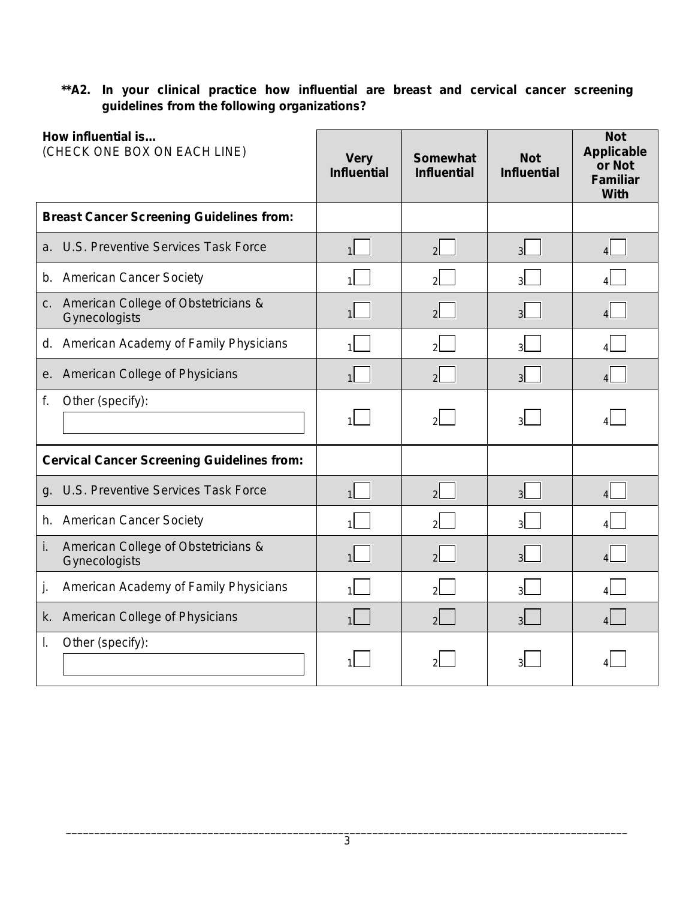**\*\*A2. In your clinical practice how influential are breast and cervical cancer screening guidelines from the following organizations?**

| **How influential is…** (CHECK ONE BOX ON EACH LINE) | **Very Influential** | **Somewhat Influential** | **Not Influential** | **Not Applicable or Not Familiar With** |
|---|---|---|---|---|
| **Breast Cancer Screening Guidelines from:** | | | | |
| a. U.S. Preventive Services Task Force | 1☐ | 2☐ | 3☐ | 4☐ |
| b. American Cancer Society | 1☐ | 2☐ | 3☐ | 4☐ |
| c. American College of Obstetricians & Gynecologists | 1☐ | 2☐ | 3☐ | 4☐ |
| d. American Academy of Family Physicians | 1☐ | 2☐ | 3☐ | 4☐ |
| e. American College of Physicians | 1☐ | 2☐ | 3☐ | 4☐ |
| f. Other (specify): ________ | 1☐ | 2☐ | 3☐ | 4☐ |
| **Cervical Cancer Screening Guidelines from:** | | | | |
| g. U.S. Preventive Services Task Force | 1☐ | 2☐ | 3☐ | 4☐ |
| h. American Cancer Society | 1☐ | 2☐ | 3☐ | 4☐ |
| i. American College of Obstetricians & Gynecologists | 1☐ | 2☐ | 3☐ | 4☐ |
| j. American Academy of Family Physicians | 1☐ | 2☐ | 3☐ | 4☐ |
| k. American College of Physicians | 1☐ | 2☐ | 3☐ | 4☐ |
| l. Other (specify): ________ | 1☐ | 2☐ | 3☐ | 4☐ |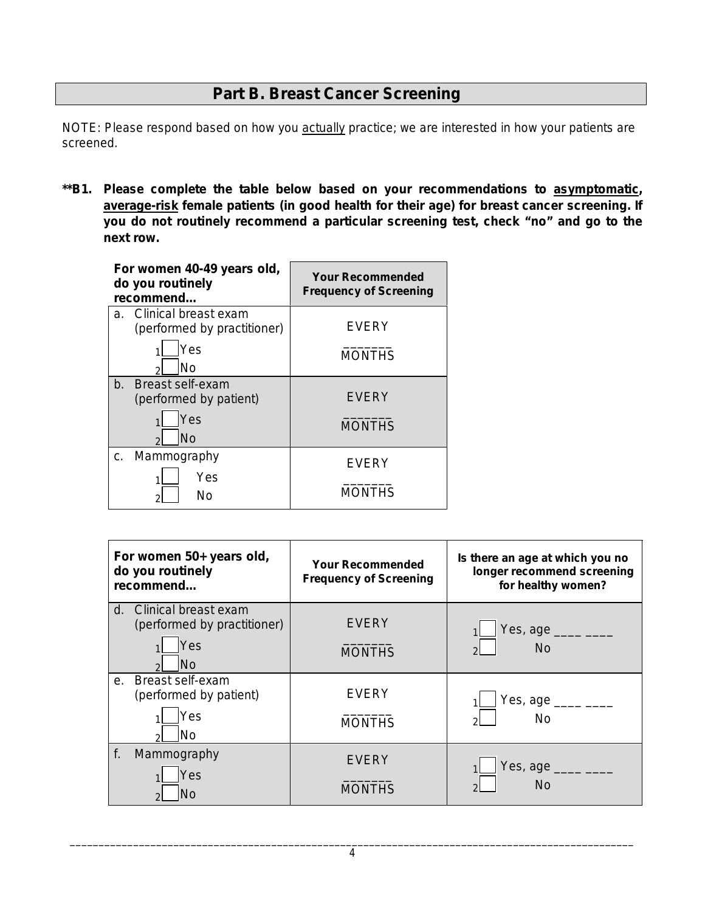## Part B. Breast Cancer Screening

NOTE: Please respond based on how you actually practice; we are interested in how your patients are screened.

**\*\*B1. Please complete the table below based on your recommendations to asymptomatic, average-risk female patients (in good health for their age) for breast cancer screening. If you do not routinely recommend a particular screening test, check "no" and go to the next row.**

| For women 40-49 years old, do you routinely recommend... | Your Recommended Frequency of Screening |
|---|---|
| a. Clinical breast exam (performed by practitioner)<br>1☐ Yes<br>2☐ No | EVERY _______ MONTHS |
| b. Breast self-exam (performed by patient)<br>1☐ Yes<br>2☐ No | EVERY _______ MONTHS |
| c. Mammography<br>1☐ Yes<br>2☐ No | EVERY _______ MONTHS |

| For women 50+ years old, do you routinely recommend... | Your Recommended Frequency of Screening | Is there an age at which you no longer recommend screening for healthy women? |
|---|---|---|
| d. Clinical breast exam (performed by practitioner)<br>1☐ Yes<br>2☐ No | EVERY _______ MONTHS | 1☐ Yes, age ____ ____<br>2☐ No |
| e. Breast self-exam (performed by patient)<br>1☐ Yes<br>2☐ No | EVERY _______ MONTHS | 1☐ Yes, age ____ ____<br>2☐ No |
| f. Mammography<br>1☐ Yes<br>2☐ No | EVERY _______ MONTHS | 1☐ Yes, age ____ ____<br>2☐ No |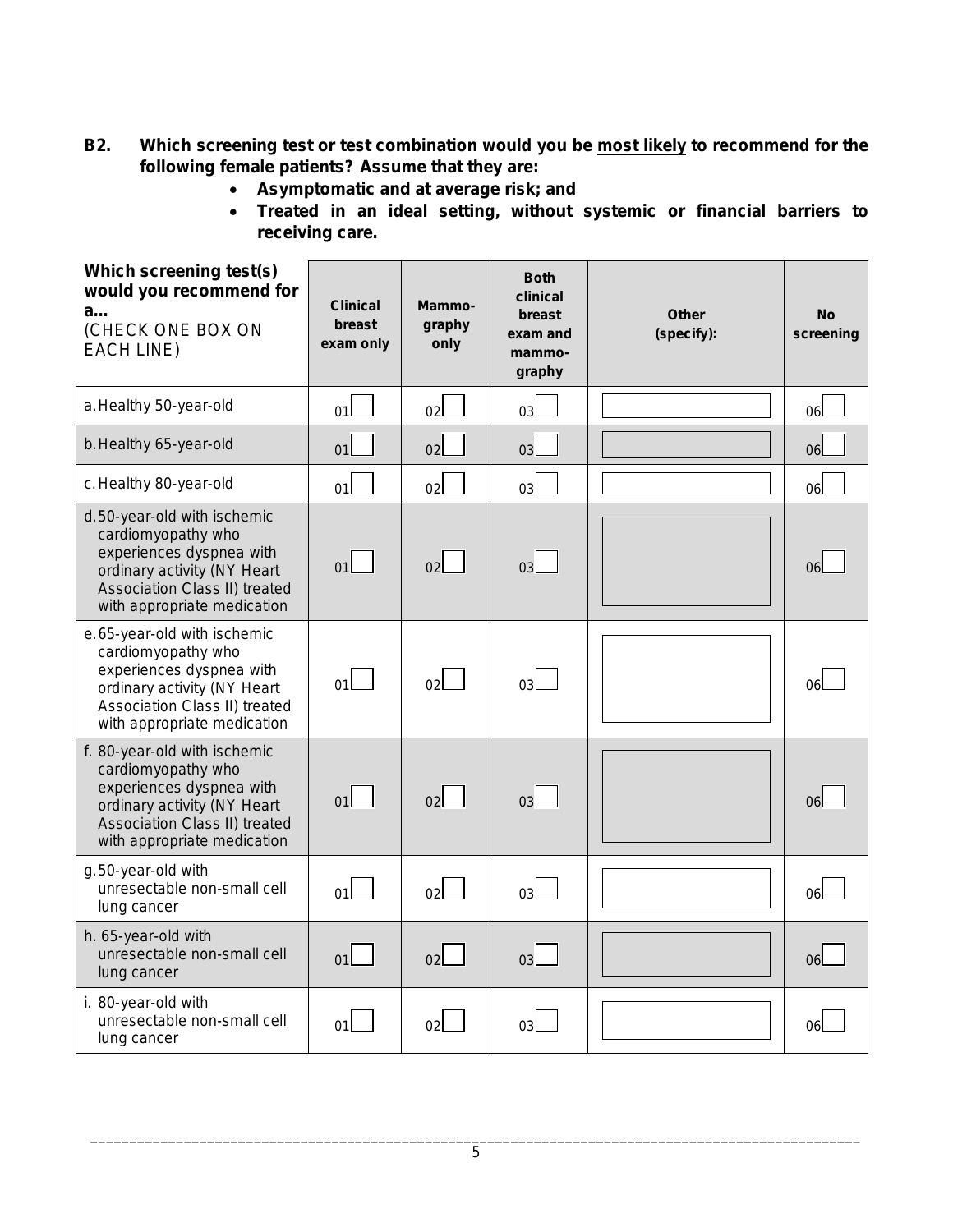**B2. Which screening test or test combination would you be most likely to recommend for the following female patients? Assume that they are:**

- **Asymptomatic and at average risk; and**
- **Treated in an ideal setting, without systemic or financial barriers to receiving care.**

| **Which screening test(s) would you recommend for a…** (CHECK ONE BOX ON EACH LINE) | **Clinical breast exam only** | **Mammo-graphy only** | **Both clinical breast exam and mammo-graphy** | **Other (specify):** | **No screening** |
|---|---|---|---|---|---|
| a. Healthy 50-year-old | 01☐ | 02☐ | 03☐ | | 06☐ |
| b. Healthy 65-year-old | 01☐ | 02☐ | 03☐ | | 06☐ |
| c. Healthy 80-year-old | 01☐ | 02☐ | 03☐ | | 06☐ |
| d. 50-year-old with ischemic cardiomyopathy who experiences dyspnea with ordinary activity (NY Heart Association Class II) treated with appropriate medication | 01☐ | 02☐ | 03☐ | | 06☐ |
| e. 65-year-old with ischemic cardiomyopathy who experiences dyspnea with ordinary activity (NY Heart Association Class II) treated with appropriate medication | 01☐ | 02☐ | 03☐ | | 06☐ |
| f. 80-year-old with ischemic cardiomyopathy who experiences dyspnea with ordinary activity (NY Heart Association Class II) treated with appropriate medication | 01☐ | 02☐ | 03☐ | | 06☐ |
| g. 50-year-old with unresectable non-small cell lung cancer | 01☐ | 02☐ | 03☐ | | 06☐ |
| h. 65-year-old with unresectable non-small cell lung cancer | 01☐ | 02☐ | 03☐ | | 06☐ |
| i. 80-year-old with unresectable non-small cell lung cancer | 01☐ | 02☐ | 03☐ | | 06☐ |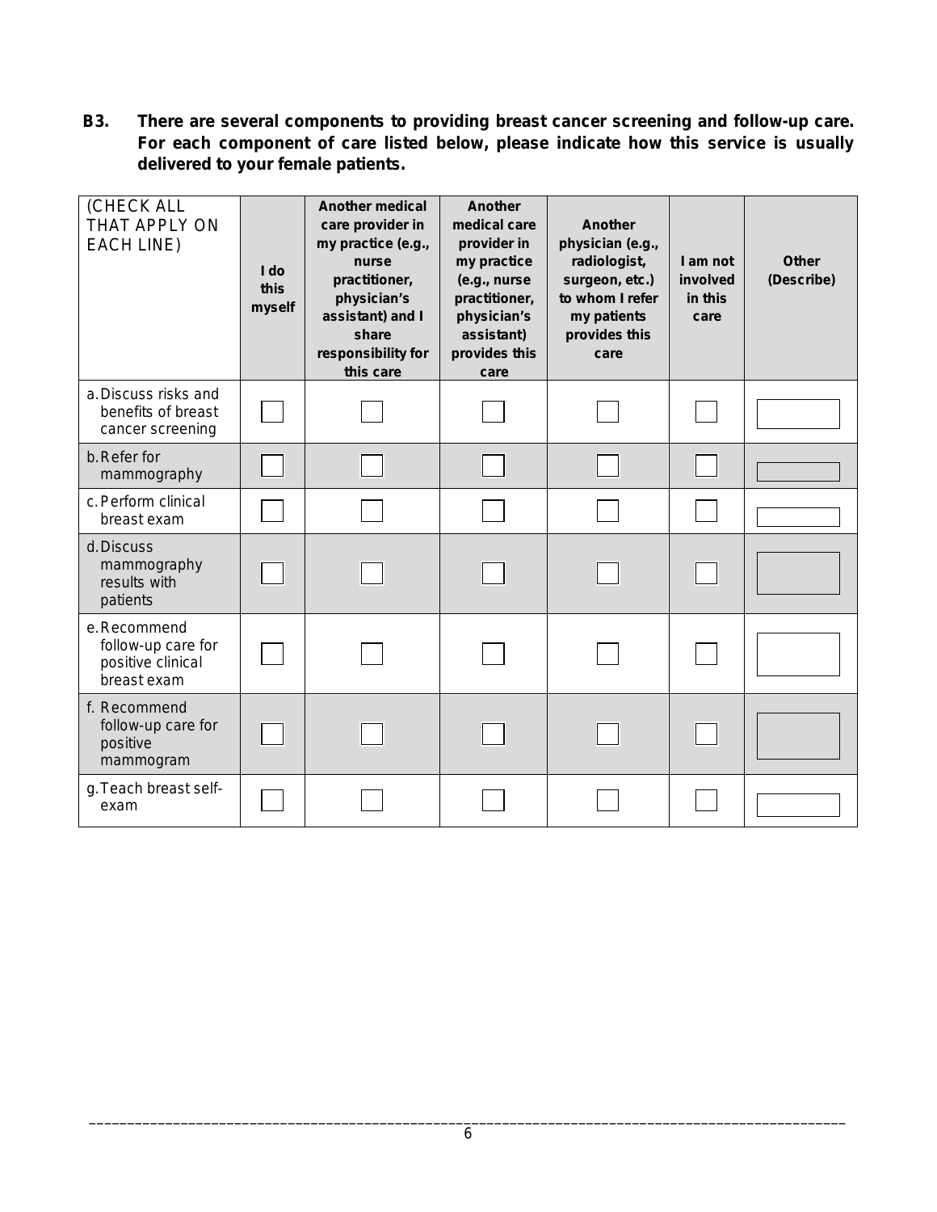**B3. There are several components to providing breast cancer screening and follow-up care. For each component of care listed below, please indicate how this service is usually delivered to your female patients.**

| (CHECK ALL THAT APPLY ON EACH LINE) | I do this myself | Another medical care provider in my practice (e.g., nurse practitioner, physician's assistant) and I share responsibility for this care | Another medical care provider in my practice (e.g., nurse practitioner, physician's assistant) provides this care | Another physician (e.g., radiologist, surgeon, etc.) to whom I refer my patients provides this care | I am not involved in this care | Other (Describe) |
|---|---|---|---|---|---|---|
| a. Discuss risks and benefits of breast cancer screening | ☐ | ☐ | ☐ | ☐ | ☐ | |
| b. Refer for mammography | ☐ | ☐ | ☐ | ☐ | ☐ | |
| c. Perform clinical breast exam | ☐ | ☐ | ☐ | ☐ | ☐ | |
| d. Discuss mammography results with patients | ☐ | ☐ | ☐ | ☐ | ☐ | |
| e. Recommend follow-up care for positive clinical breast exam | ☐ | ☐ | ☐ | ☐ | ☐ | |
| f. Recommend follow-up care for positive mammogram | ☐ | ☐ | ☐ | ☐ | ☐ | |
| g. Teach breast self-exam | ☐ | ☐ | ☐ | ☐ | ☐ | |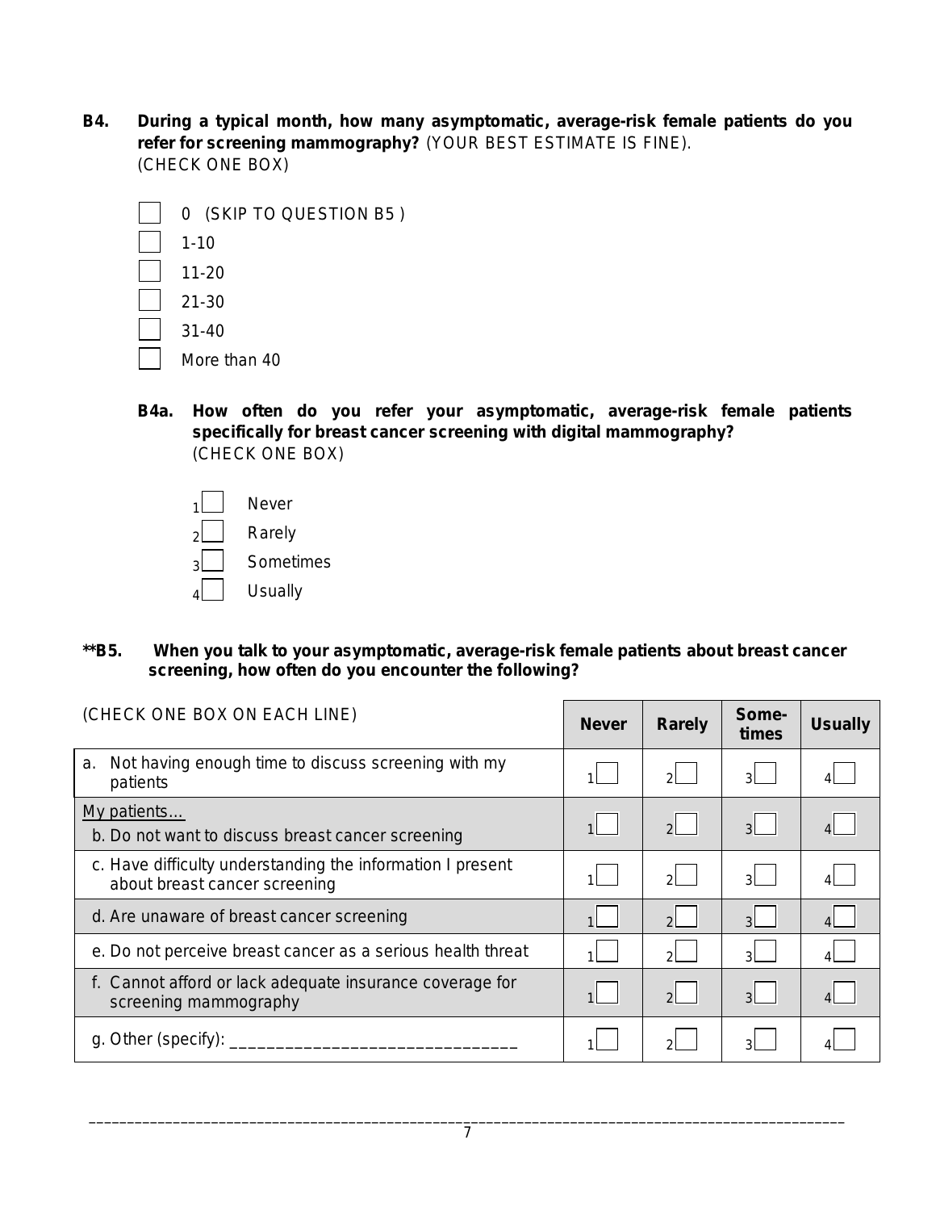**B4. During a typical month, how many asymptomatic, average-risk female patients do you refer for screening mammography?** (YOUR BEST ESTIMATE IS FINE). (CHECK ONE BOX)

- ☐ 0 (SKIP TO QUESTION B5 )
- ☐ 1-10
- ☐ 11-20
- ☐ 21-30
- ☐ 31-40
- ☐ More than 40

**B4a. How often do you refer your asymptomatic, average-risk female patients specifically for breast cancer screening with digital mammography?** (CHECK ONE BOX)

- 1☐ Never
- 2☐ Rarely
- 3☐ Sometimes
- 4☐ Usually

**\*\*B5. When you talk to your asymptomatic, average-risk female patients about breast cancer screening, how often do you encounter the following?**

| (CHECK ONE BOX ON EACH LINE) | Never | Rarely | Some-times | Usually |
|---|---|---|---|---|
| a. Not having enough time to discuss screening with my patients | 1☐ | 2☐ | 3☐ | 4☐ |
| My patients… b. Do not want to discuss breast cancer screening | 1☐ | 2☐ | 3☐ | 4☐ |
| c. Have difficulty understanding the information I present about breast cancer screening | 1☐ | 2☐ | 3☐ | 4☐ |
| d. Are unaware of breast cancer screening | 1☐ | 2☐ | 3☐ | 4☐ |
| e. Do not perceive breast cancer as a serious health threat | 1☐ | 2☐ | 3☐ | 4☐ |
| f. Cannot afford or lack adequate insurance coverage for screening mammography | 1☐ | 2☐ | 3☐ | 4☐ |
| g. Other (specify): ______________________________ | 1☐ | 2☐ | 3☐ | 4☐ |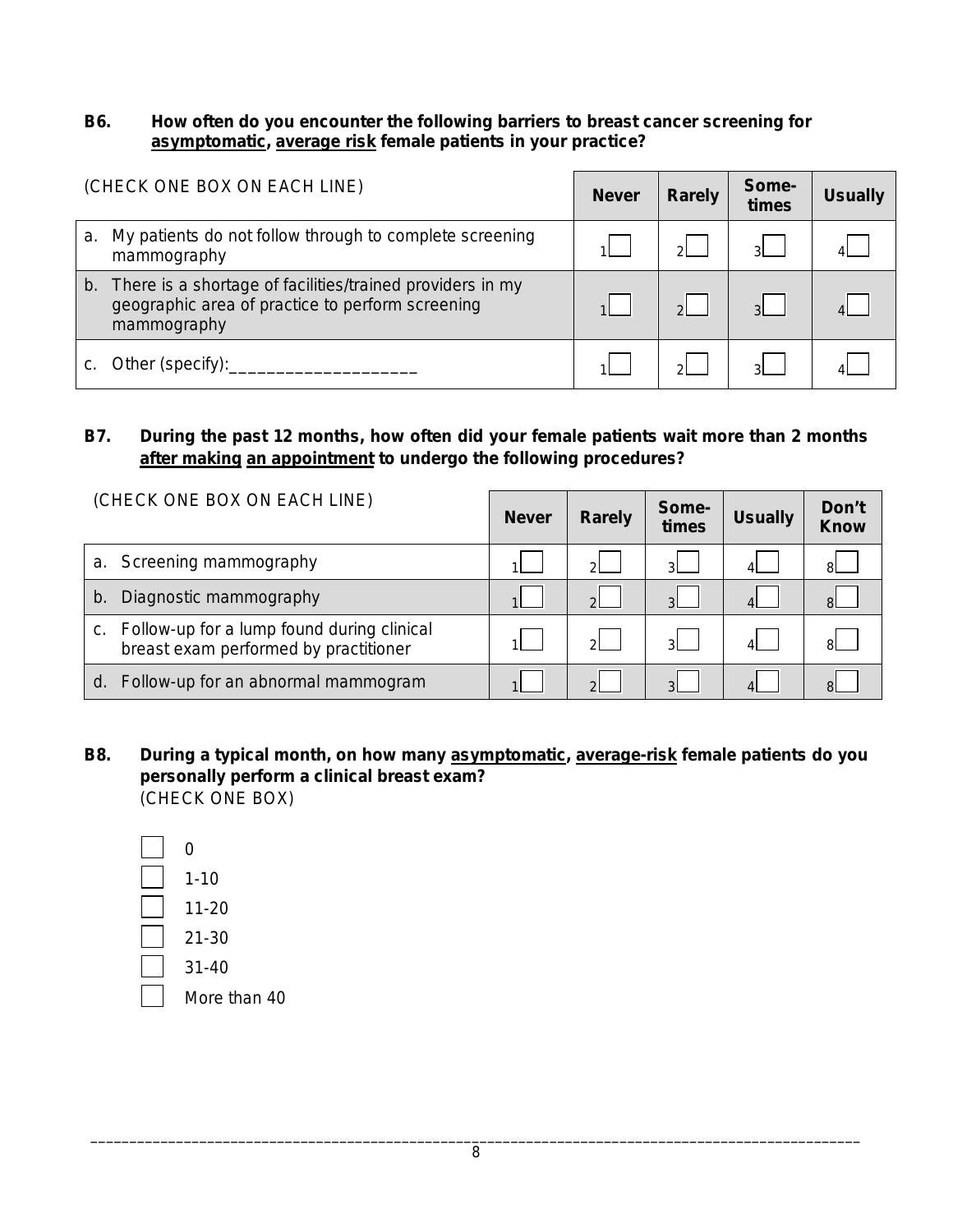**B6. How often do you encounter the following barriers to breast cancer screening for asymptomatic, average risk female patients in your practice?**

| (CHECK ONE BOX ON EACH LINE) | Never | Rarely | Some-times | Usually |
|---|---|---|---|---|
| a. My patients do not follow through to complete screening mammography | 1☐ | 2☐ | 3☐ | 4☐ |
| b. There is a shortage of facilities/trained providers in my geographic area of practice to perform screening mammography | 1☐ | 2☐ | 3☐ | 4☐ |
| c. Other (specify):____________________ | 1☐ | 2☐ | 3☐ | 4☐ |

**B7. During the past 12 months, how often did your female patients wait more than 2 months after making an appointment to undergo the following procedures?**

| (CHECK ONE BOX ON EACH LINE) | Never | Rarely | Some-times | Usually | Don't Know |
|---|---|---|---|---|---|
| a. Screening mammography | 1☐ | 2☐ | 3☐ | 4☐ | 8☐ |
| b. Diagnostic mammography | 1☐ | 2☐ | 3☐ | 4☐ | 8☐ |
| c. Follow-up for a lump found during clinical breast exam performed by practitioner | 1☐ | 2☐ | 3☐ | 4☐ | 8☐ |
| d. Follow-up for an abnormal mammogram | 1☐ | 2☐ | 3☐ | 4☐ | 8☐ |

**B8. During a typical month, on how many asymptomatic, average-risk female patients do you personally perform a clinical breast exam?**
(CHECK ONE BOX)

- ☐ 0
- ☐ 1-10
- ☐ 11-20
- ☐ 21-30
- ☐ 31-40
- ☐ More than 40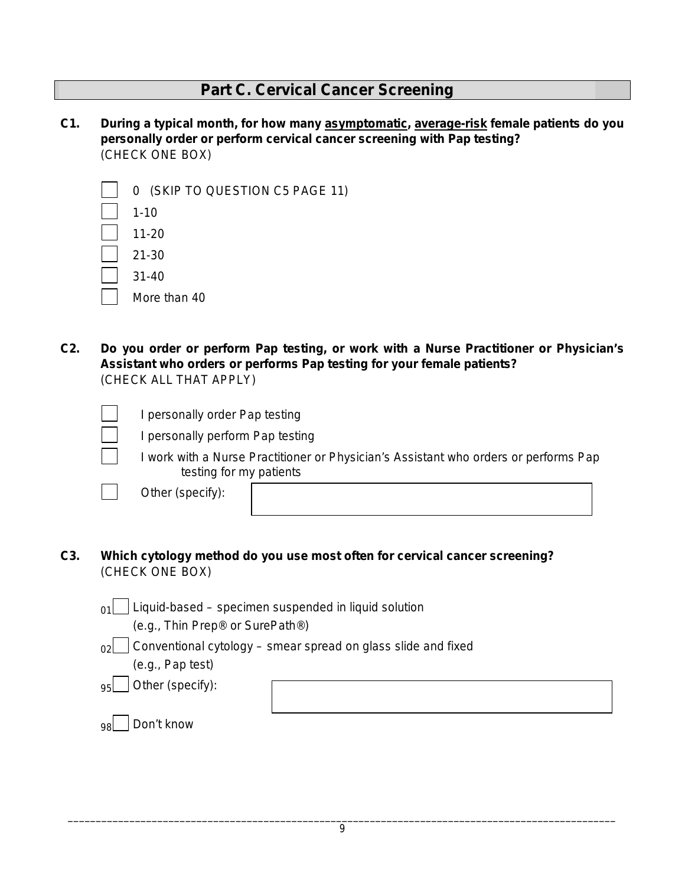## Part C. Cervical Cancer Screening

**C1. During a typical month, for how many <u>asymptomatic</u>, <u>average-risk</u> female patients do you personally order or perform cervical cancer screening with Pap testing?**
(CHECK ONE BOX)

- ☐ 0 (SKIP TO QUESTION C5 PAGE 11)
- ☐ 1-10
- ☐ 11-20
- ☐ 21-30
- ☐ 31-40
- ☐ More than 40

**C2. Do you order or perform Pap testing, or work with a Nurse Practitioner or Physician's Assistant who orders or performs Pap testing for your female patients?**
(CHECK ALL THAT APPLY)

- ☐ I personally order Pap testing
- ☐ I personally perform Pap testing
- ☐ I work with a Nurse Practitioner or Physician's Assistant who orders or performs Pap testing for my patients
- ☐ Other (specify): ____________________

**C3. Which cytology method do you use most often for cervical cancer screening?**
(CHECK ONE BOX)

- 01 ☐ Liquid-based – specimen suspended in liquid solution (e.g., Thin Prep® or SurePath®)
- 02 ☐ Conventional cytology – smear spread on glass slide and fixed (e.g., Pap test)
- 95 ☐ Other (specify): ____________________
- 98 ☐ Don't know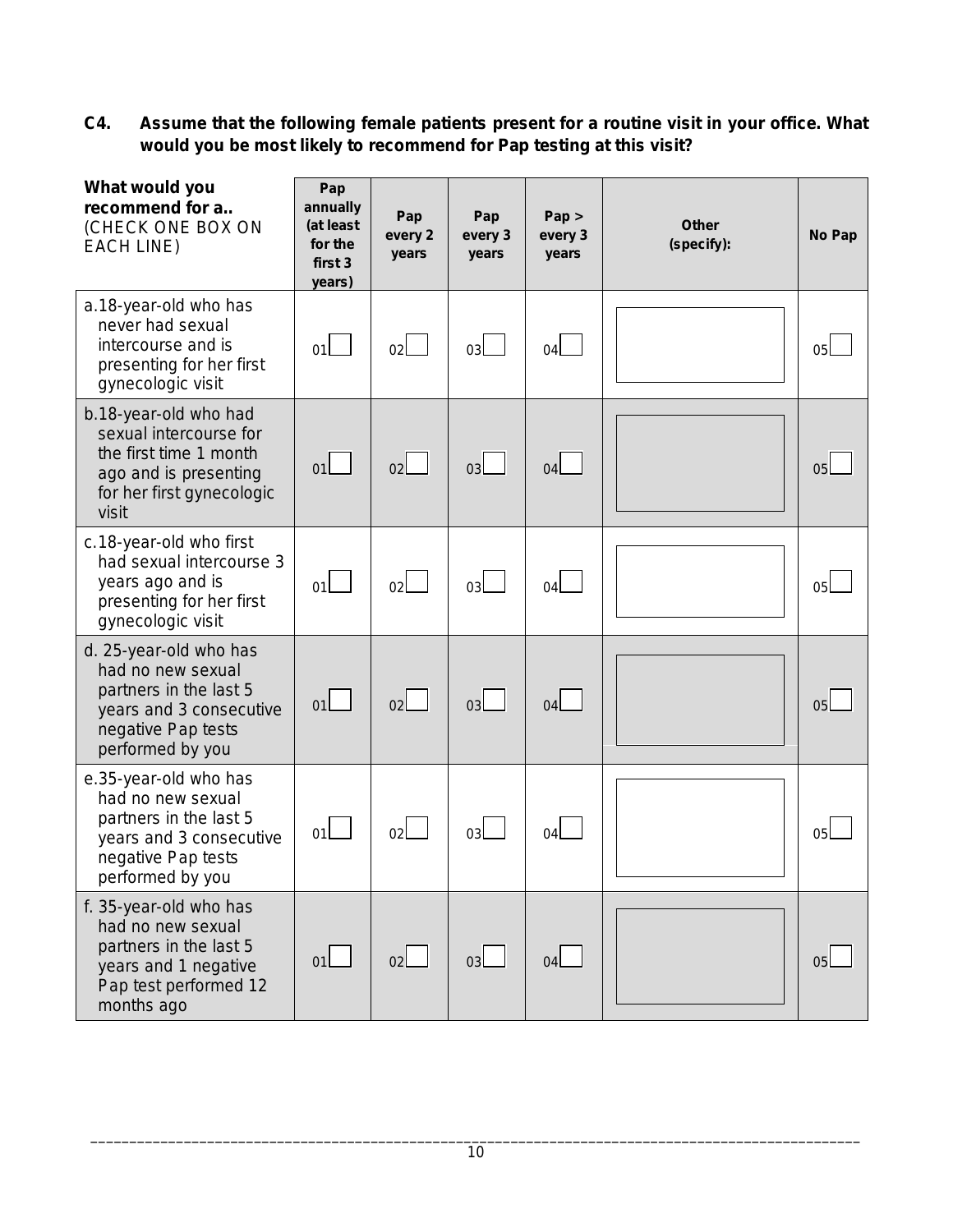**C4. Assume that the following female patients present for a routine visit in your office. What would you be most likely to recommend for Pap testing at this visit?**

| What would you recommend for a.. (CHECK ONE BOX ON EACH LINE) | Pap annually (at least for the first 3 years) | Pap every 2 years | Pap every 3 years | Pap > every 3 years | Other (specify): | No Pap |
|---|---|---|---|---|---|---|
| a. 18-year-old who has never had sexual intercourse and is presenting for her first gynecologic visit | 01 ☐ | 02 ☐ | 03 ☐ | 04 ☐ | | 05 ☐ |
| b. 18-year-old who had sexual intercourse for the first time 1 month ago and is presenting for her first gynecologic visit | 01 ☐ | 02 ☐ | 03 ☐ | 04 ☐ | | 05 ☐ |
| c. 18-year-old who first had sexual intercourse 3 years ago and is presenting for her first gynecologic visit | 01 ☐ | 02 ☐ | 03 ☐ | 04 ☐ | | 05 ☐ |
| d. 25-year-old who has had no new sexual partners in the last 5 years and 3 consecutive negative Pap tests performed by you | 01 ☐ | 02 ☐ | 03 ☐ | 04 ☐ | | 05 ☐ |
| e. 35-year-old who has had no new sexual partners in the last 5 years and 3 consecutive negative Pap tests performed by you | 01 ☐ | 02 ☐ | 03 ☐ | 04 ☐ | | 05 ☐ |
| f. 35-year-old who has had no new sexual partners in the last 5 years and 1 negative Pap test performed 12 months ago | 01 ☐ | 02 ☐ | 03 ☐ | 04 ☐ | | 05 ☐ |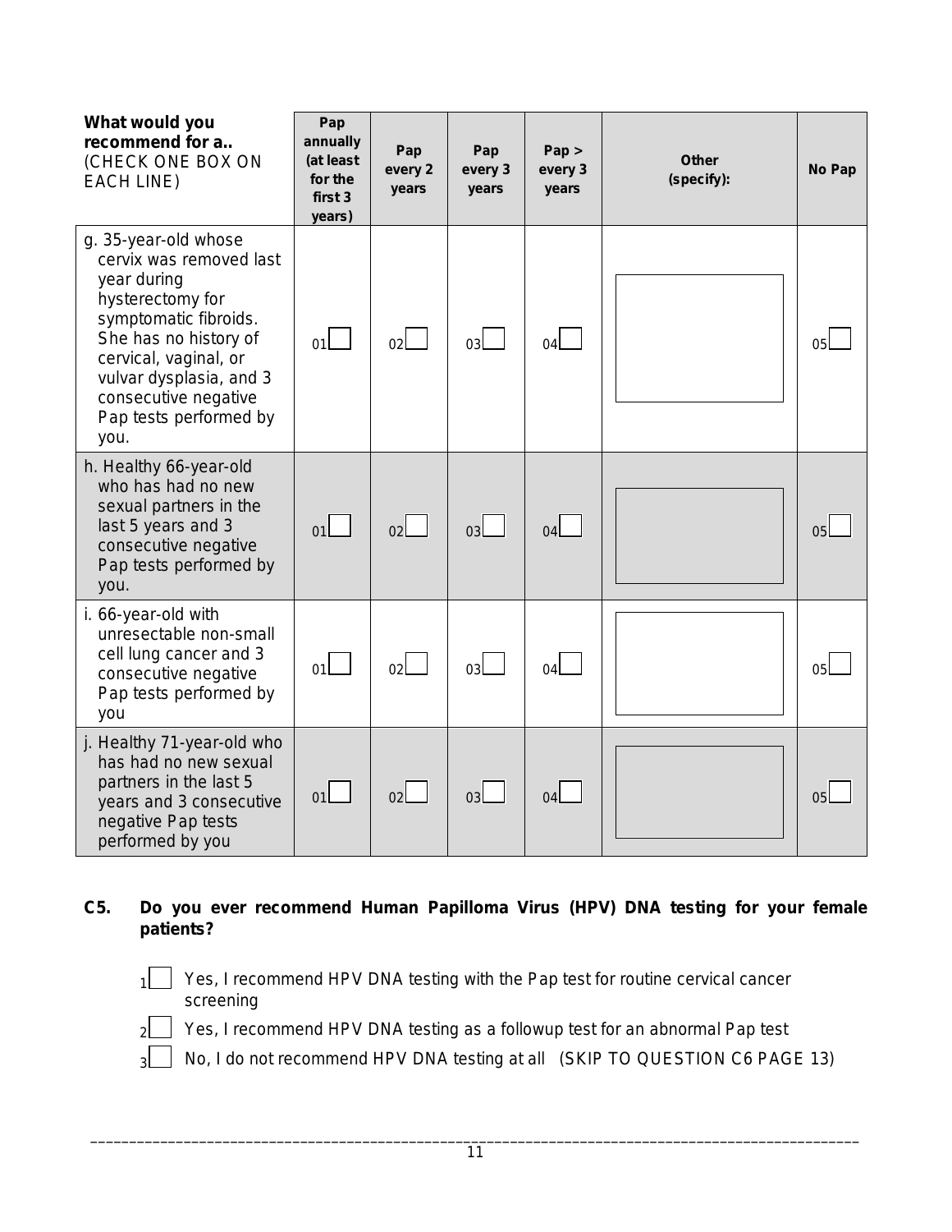| **What would you recommend for a..** (CHECK ONE BOX ON EACH LINE) | **Pap annually (at least for the first 3 years)** | **Pap every 2 years** | **Pap every 3 years** | **Pap > every 3 years** | **Other (specify):** | **No Pap** |
|---|---|---|---|---|---|---|
| g. 35-year-old whose cervix was removed last year during hysterectomy for symptomatic fibroids. She has no history of cervical, vaginal, or vulvar dysplasia, and 3 consecutive negative Pap tests performed by you. | 01☐ | 02☐ | 03☐ | 04☐ | | 05☐ |
| h. Healthy 66-year-old who has had no new sexual partners in the last 5 years and 3 consecutive negative Pap tests performed by you. | 01☐ | 02☐ | 03☐ | 04☐ | | 05☐ |
| i. 66-year-old with unresectable non-small cell lung cancer and 3 consecutive negative Pap tests performed by you | 01☐ | 02☐ | 03☐ | 04☐ | | 05☐ |
| j. Healthy 71-year-old who has had no new sexual partners in the last 5 years and 3 consecutive negative Pap tests performed by you | 01☐ | 02☐ | 03☐ | 04☐ | | 05☐ |

**C5. Do you ever recommend Human Papilloma Virus (HPV) DNA testing for your female patients?**

1☐ Yes, I recommend HPV DNA testing with the Pap test for routine cervical cancer screening

2☐ Yes, I recommend HPV DNA testing as a followup test for an abnormal Pap test

3☐ No, I do not recommend HPV DNA testing at all (SKIP TO QUESTION C6 PAGE 13)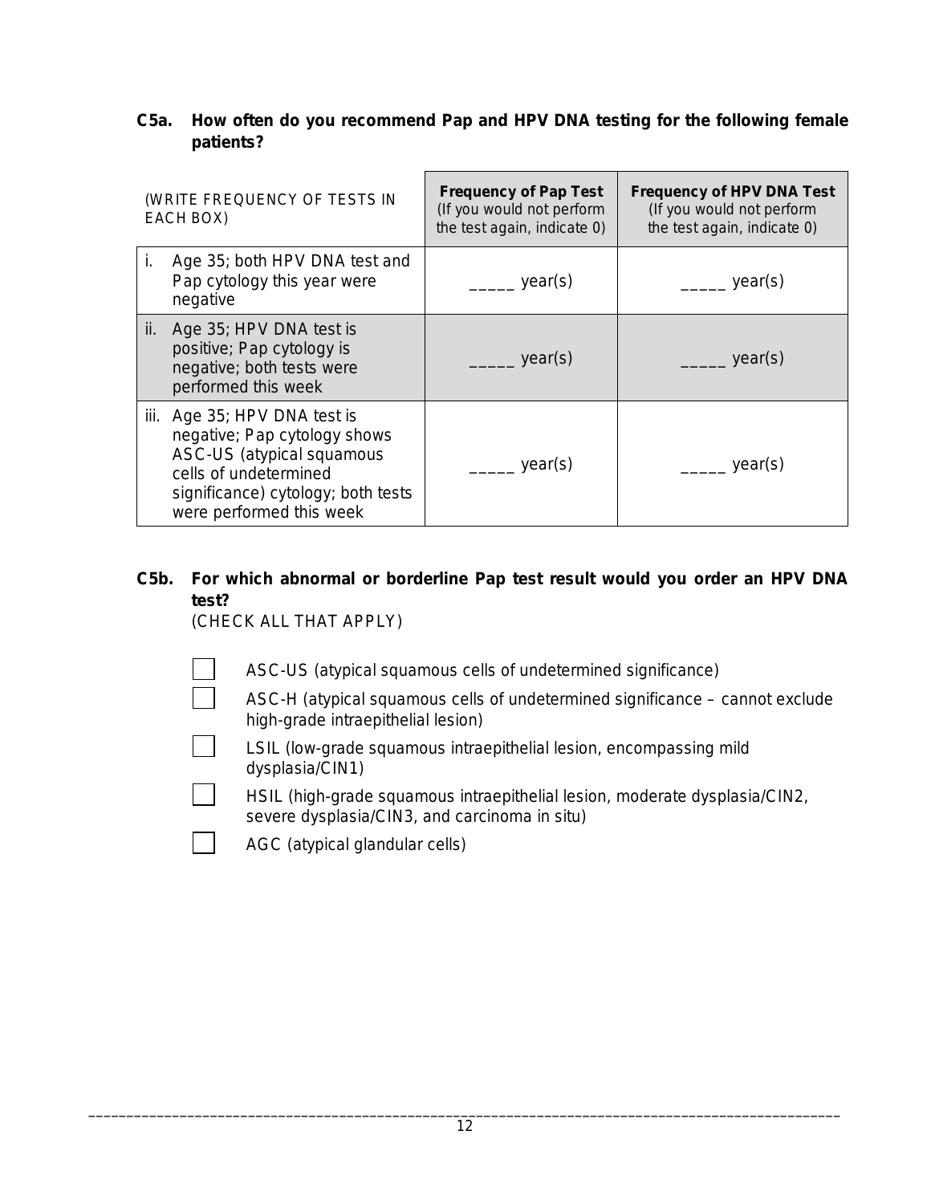**C5a. How often do you recommend Pap and HPV DNA testing for the following female patients?**

| (WRITE FREQUENCY OF TESTS IN EACH BOX) | **Frequency of Pap Test** (If you would not perform the test again, indicate 0) | **Frequency of HPV DNA Test** (If you would not perform the test again, indicate 0) |
|---|---|---|
| i. Age 35; both HPV DNA test and Pap cytology this year were negative | _____ year(s) | _____ year(s) |
| ii. Age 35; HPV DNA test is positive; Pap cytology is negative; both tests were performed this week | _____ year(s) | _____ year(s) |
| iii. Age 35; HPV DNA test is negative; Pap cytology shows ASC-US (atypical squamous cells of undetermined significance) cytology; both tests were performed this week | _____ year(s) | _____ year(s) |

**C5b. For which abnormal or borderline Pap test result would you order an HPV DNA test?**

(CHECK ALL THAT APPLY)

- ☐ ASC-US (atypical squamous cells of undetermined significance)
- ☐ ASC-H (atypical squamous cells of undetermined significance – cannot exclude high-grade intraepithelial lesion)
- ☐ LSIL (low-grade squamous intraepithelial lesion, encompassing mild dysplasia/CIN1)
- ☐ HSIL (high-grade squamous intraepithelial lesion, moderate dysplasia/CIN2, severe dysplasia/CIN3, and carcinoma in situ)
- ☐ AGC (atypical glandular cells)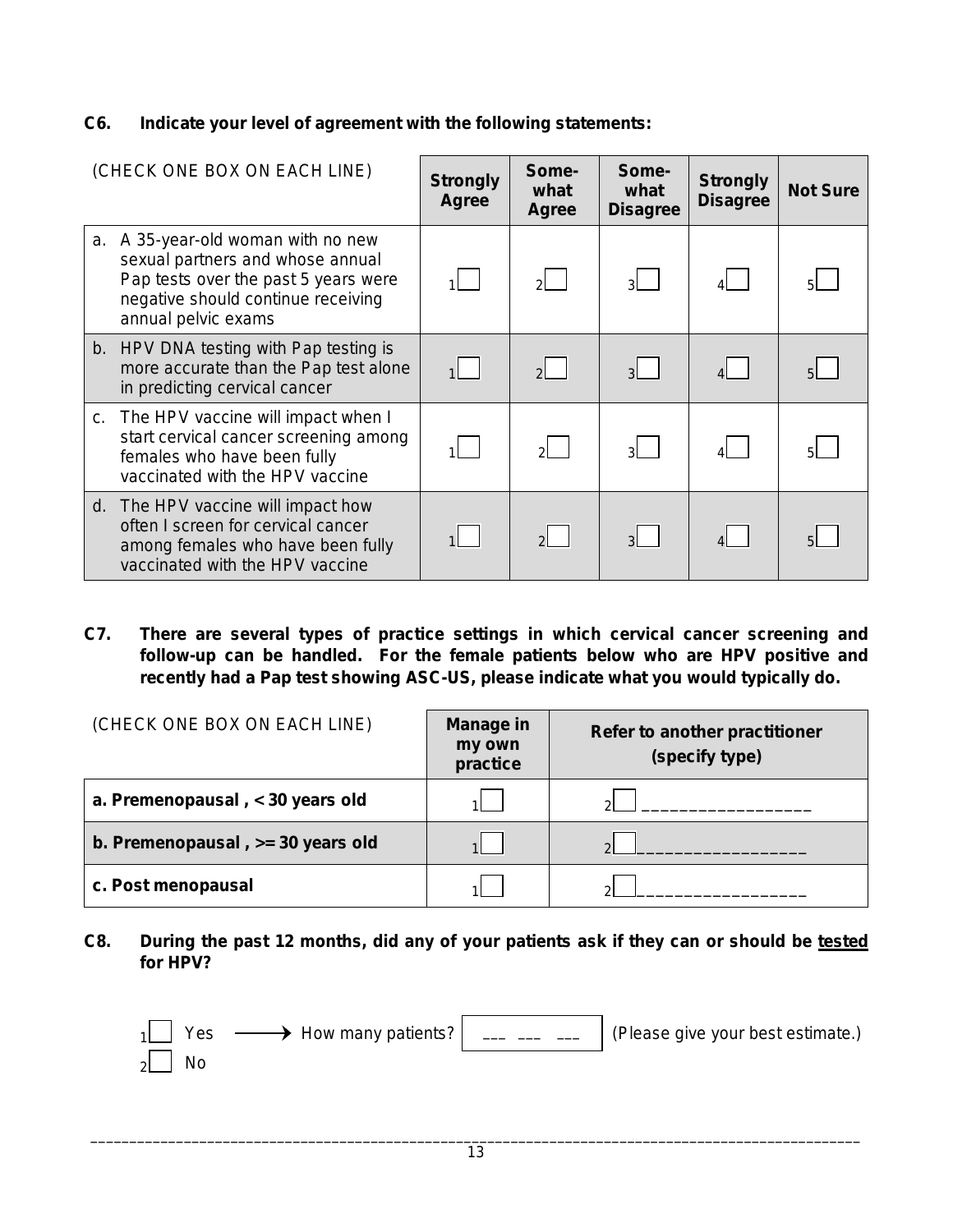**C6. Indicate your level of agreement with the following statements:**

| (CHECK ONE BOX ON EACH LINE) | Strongly Agree | Some-what Agree | Some-what Disagree | Strongly Disagree | Not Sure |
|---|---|---|---|---|---|
| a. A 35-year-old woman with no new sexual partners and whose annual Pap tests over the past 5 years were negative should continue receiving annual pelvic exams | 1☐ | 2☐ | 3☐ | 4☐ | 5☐ |
| b. HPV DNA testing with Pap testing is more accurate than the Pap test alone in predicting cervical cancer | 1☐ | 2☐ | 3☐ | 4☐ | 5☐ |
| c. The HPV vaccine will impact when I start cervical cancer screening among females who have been fully vaccinated with the HPV vaccine | 1☐ | 2☐ | 3☐ | 4☐ | 5☐ |
| d. The HPV vaccine will impact how often I screen for cervical cancer among females who have been fully vaccinated with the HPV vaccine | 1☐ | 2☐ | 3☐ | 4☐ | 5☐ |

**C7. There are several types of practice settings in which cervical cancer screening and follow-up can be handled. For the female patients below who are HPV positive and recently had a Pap test showing ASC-US, please indicate what you would typically do.**

| (CHECK ONE BOX ON EACH LINE) | Manage in my own practice | Refer to another practitioner (specify type) |
|---|---|---|
| **a. Premenopausal , < 30 years old** | 1☐ | 2☐ ________________ |
| **b. Premenopausal , >= 30 years old** | 1☐ | 2☐ ________________ |
| **c. Post menopausal** | 1☐ | 2☐ ________________ |

**C8. During the past 12 months, did any of your patients ask if they can or should be tested for HPV?**

1☐ Yes ⟶ How many patients? ___ ___ ___ (Please give your best estimate.)

2☐ No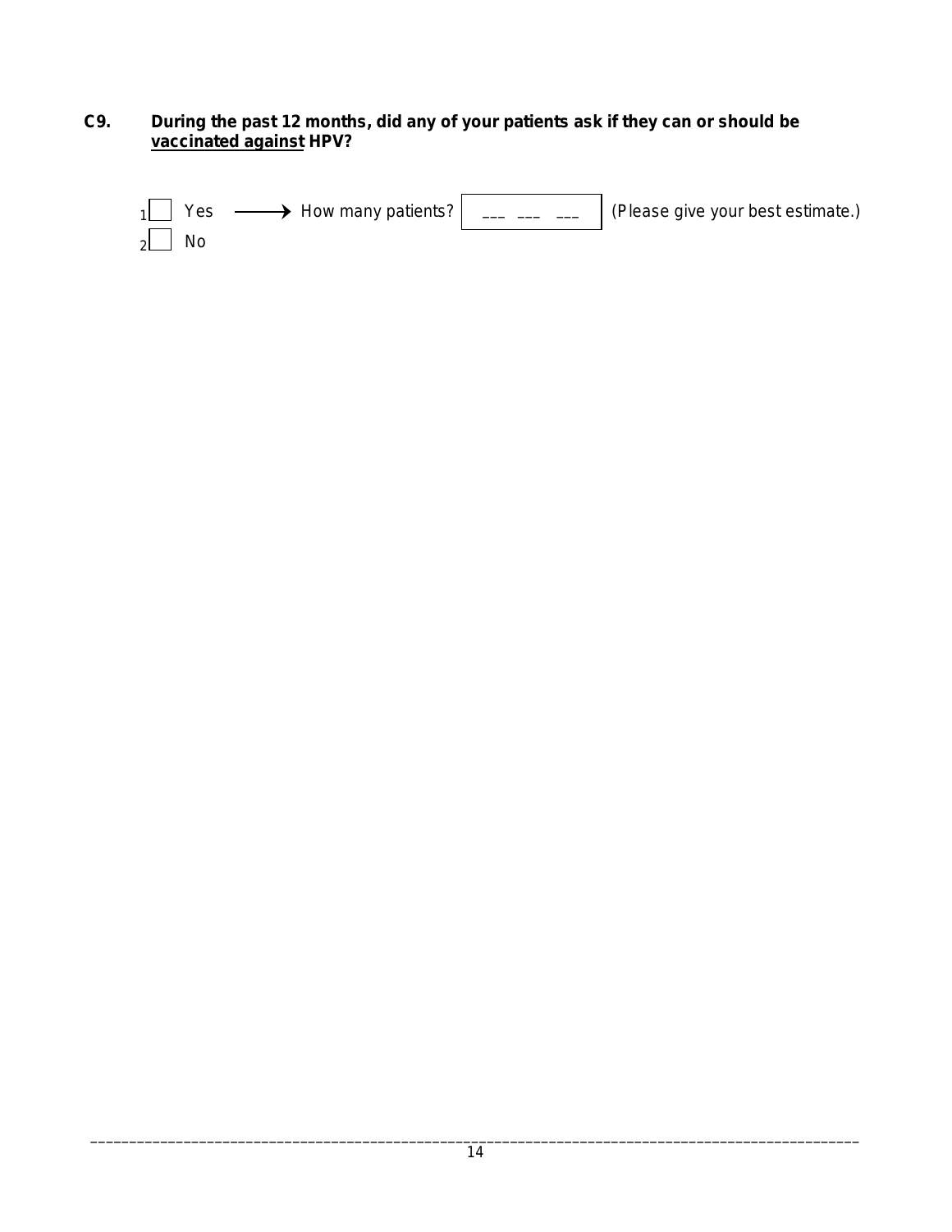**C9. During the past 12 months, did any of your patients ask if they can or should be <u>vaccinated against</u> HPV?**

- [ ] [1] Yes ⟶ How many patients? ___ ___ ___ (Please give your best estimate.)
- [ ] [2] No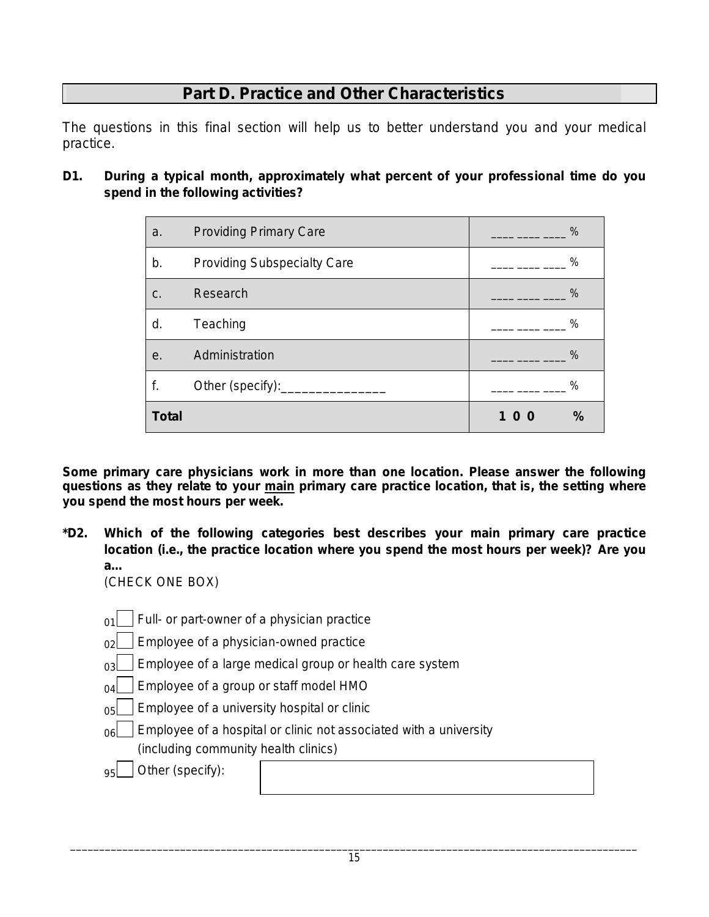## Part D. Practice and Other Characteristics

The questions in this final section will help us to better understand you and your medical practice.

**D1. During a typical month, approximately what percent of your professional time do you spend in the following activities?**

| | | |
|---|---|---|
| a. | Providing Primary Care | ____ ____ ____ % |
| b. | Providing Subspecialty Care | ____ ____ ____ % |
| c. | Research | ____ ____ ____ % |
| d. | Teaching | ____ ____ ____ % |
| e. | Administration | ____ ____ ____ % |
| f. | Other (specify):_______________ | ____ ____ ____ % |
| **Total** | | **1 0 0 %** |

**Some primary care physicians work in more than one location. Please answer the following questions as they relate to your <u>main</u> primary care practice location, that is, the setting where you spend the most hours per week.**

**\*D2. Which of the following categories best describes your main primary care practice location (i.e., the practice location where you spend the most hours per week)? Are you a…**

(CHECK ONE BOX)

- 01 ☐ Full- or part-owner of a physician practice
- 02 ☐ Employee of a physician-owned practice
- 03 ☐ Employee of a large medical group or health care system
- 04 ☐ Employee of a group or staff model HMO
- 05 ☐ Employee of a university hospital or clinic
- 06 ☐ Employee of a hospital or clinic not associated with a university (including community health clinics)
- 95 ☐ Other (specify): ____________________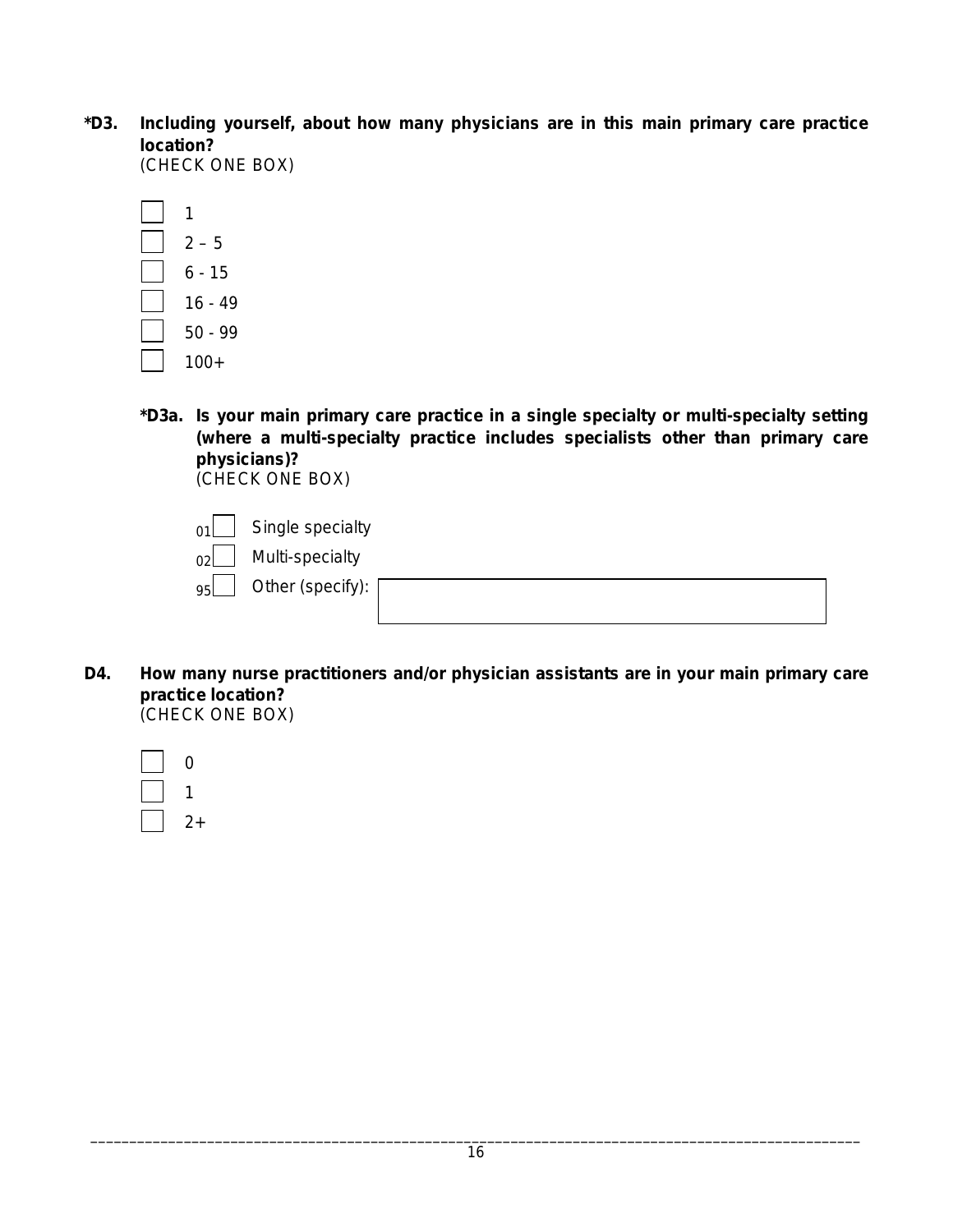**\*D3. Including yourself, about how many physicians are in this main primary care practice location?**
(CHECK ONE BOX)

- ☐ 1
- ☐ 2 – 5
- ☐ 6 - 15
- ☐ 16 - 49
- ☐ 50 - 99
- ☐ 100+

**\*D3a. Is your main primary care practice in a single specialty or multi-specialty setting (where a multi-specialty practice includes specialists other than primary care physicians)?**
(CHECK ONE BOX)

- 01 ☐ Single specialty
- 02 ☐ Multi-specialty
- 95 ☐ Other (specify): ____________________

**D4. How many nurse practitioners and/or physician assistants are in your main primary care practice location?**
(CHECK ONE BOX)

- ☐ 0
- ☐ 1
- ☐ 2+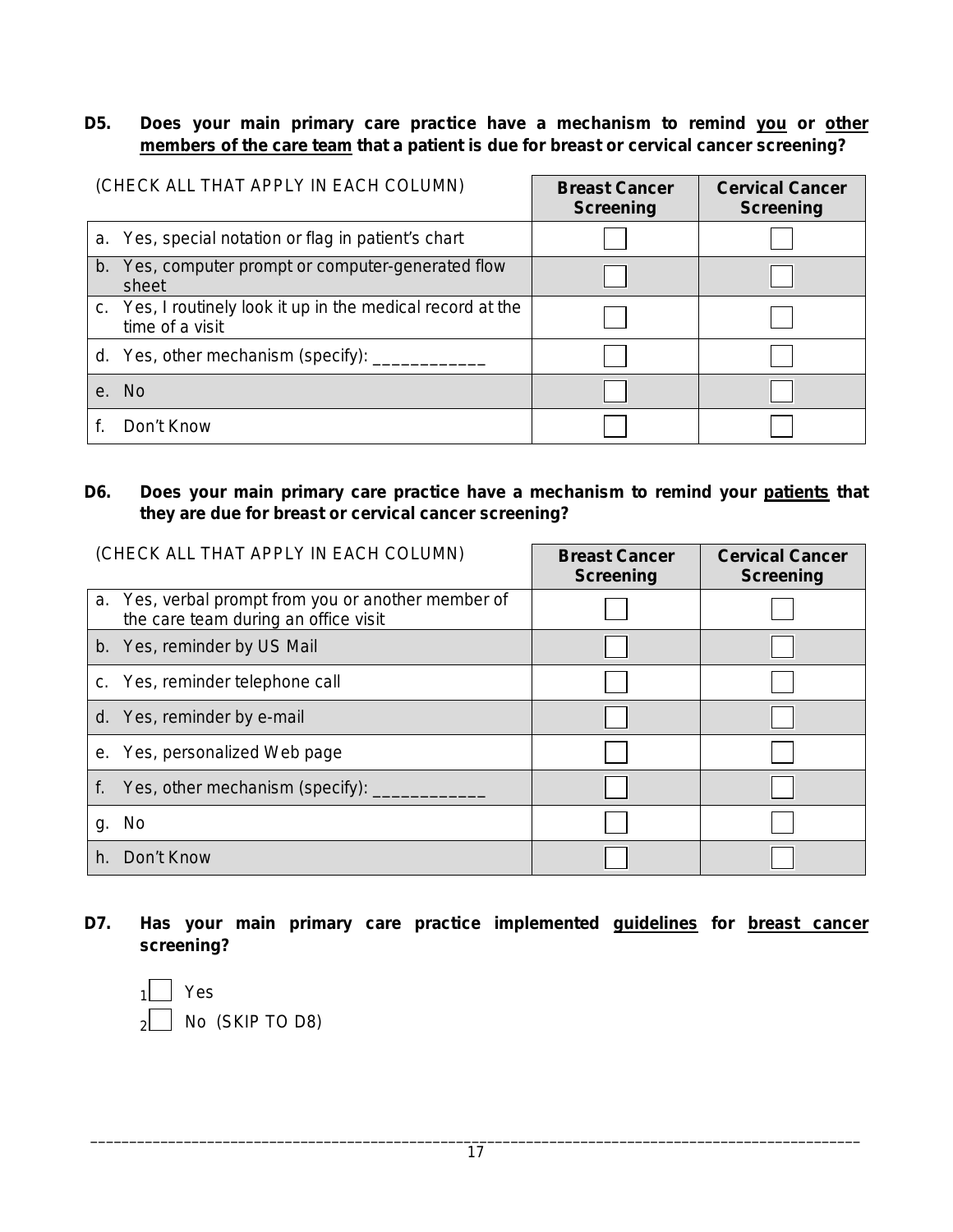**D5. Does your main primary care practice have a mechanism to remind you or other members of the care team that a patient is due for breast or cervical cancer screening?**

| (CHECK ALL THAT APPLY IN EACH COLUMN) | Breast Cancer Screening | Cervical Cancer Screening |
|---|---|---|
| a. Yes, special notation or flag in patient's chart | ☐ | ☐ |
| b. Yes, computer prompt or computer-generated flow sheet | ☐ | ☐ |
| c. Yes, I routinely look it up in the medical record at the time of a visit | ☐ | ☐ |
| d. Yes, other mechanism (specify): ____________ | ☐ | ☐ |
| e. No | ☐ | ☐ |
| f. Don't Know | ☐ | ☐ |

**D6. Does your main primary care practice have a mechanism to remind your patients that they are due for breast or cervical cancer screening?**

| (CHECK ALL THAT APPLY IN EACH COLUMN) | Breast Cancer Screening | Cervical Cancer Screening |
|---|---|---|
| a. Yes, verbal prompt from you or another member of the care team during an office visit | ☐ | ☐ |
| b. Yes, reminder by US Mail | ☐ | ☐ |
| c. Yes, reminder telephone call | ☐ | ☐ |
| d. Yes, reminder by e-mail | ☐ | ☐ |
| e. Yes, personalized Web page | ☐ | ☐ |
| f. Yes, other mechanism (specify): ____________ | ☐ | ☐ |
| g. No | ☐ | ☐ |
| h. Don't Know | ☐ | ☐ |

**D7. Has your main primary care practice implemented guidelines for breast cancer screening?**

1☐ Yes

2☐ No (SKIP TO D8)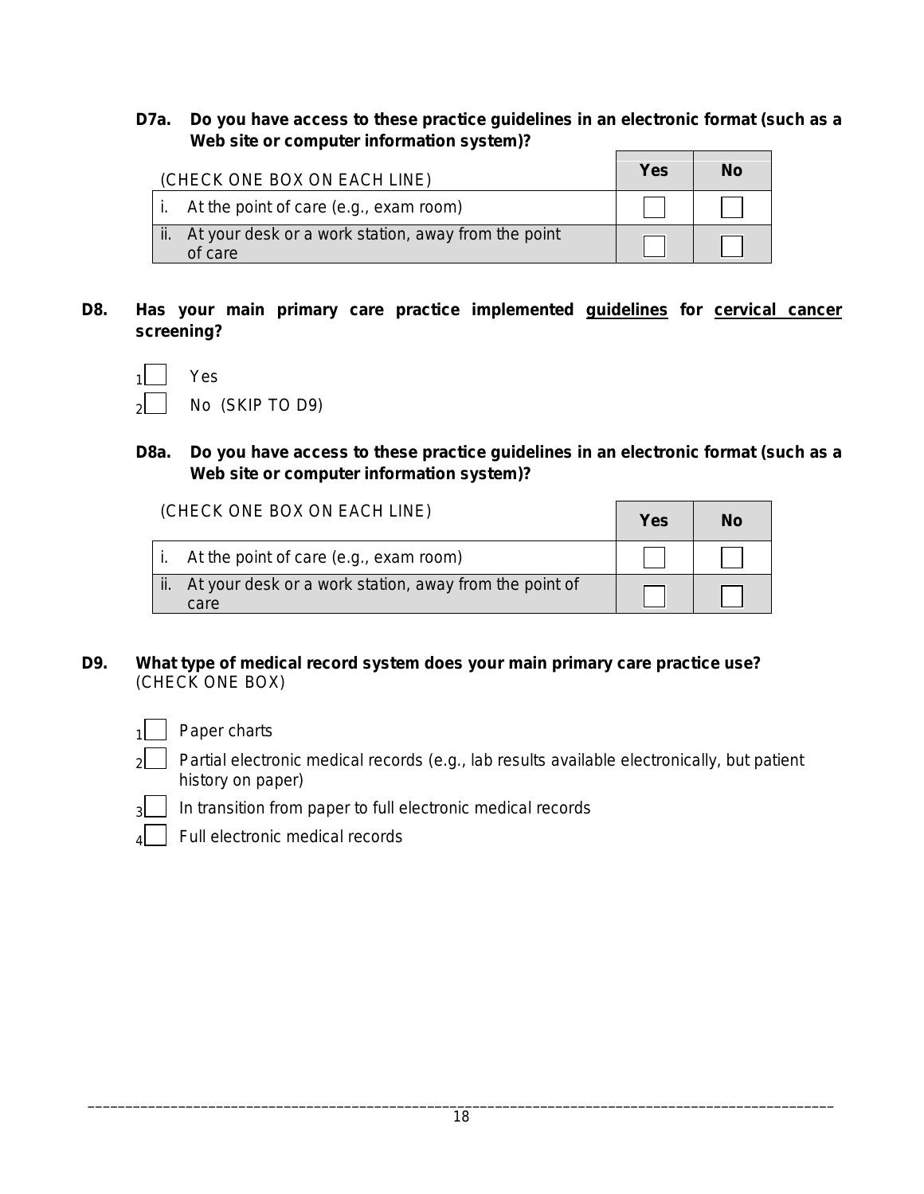**D7a. Do you have access to these practice guidelines in an electronic format (such as a Web site or computer information system)?**

| (CHECK ONE BOX ON EACH LINE) | Yes | No |
|---|---|---|
| i. At the point of care (e.g., exam room) | ☐ | ☐ |
| ii. At your desk or a work station, away from the point of care | ☐ | ☐ |

**D8. Has your main primary care practice implemented guidelines for cervical cancer screening?**

1 ☐ Yes

2 ☐ No (SKIP TO D9)

**D8a. Do you have access to these practice guidelines in an electronic format (such as a Web site or computer information system)?**

| (CHECK ONE BOX ON EACH LINE) | Yes | No |
|---|---|---|
| i. At the point of care (e.g., exam room) | ☐ | ☐ |
| ii. At your desk or a work station, away from the point of care | ☐ | ☐ |

**D9. What type of medical record system does your main primary care practice use?** (CHECK ONE BOX)

1 ☐ Paper charts

2 ☐ Partial electronic medical records (e.g., lab results available electronically, but patient history on paper)

3 ☐ In transition from paper to full electronic medical records

4 ☐ Full electronic medical records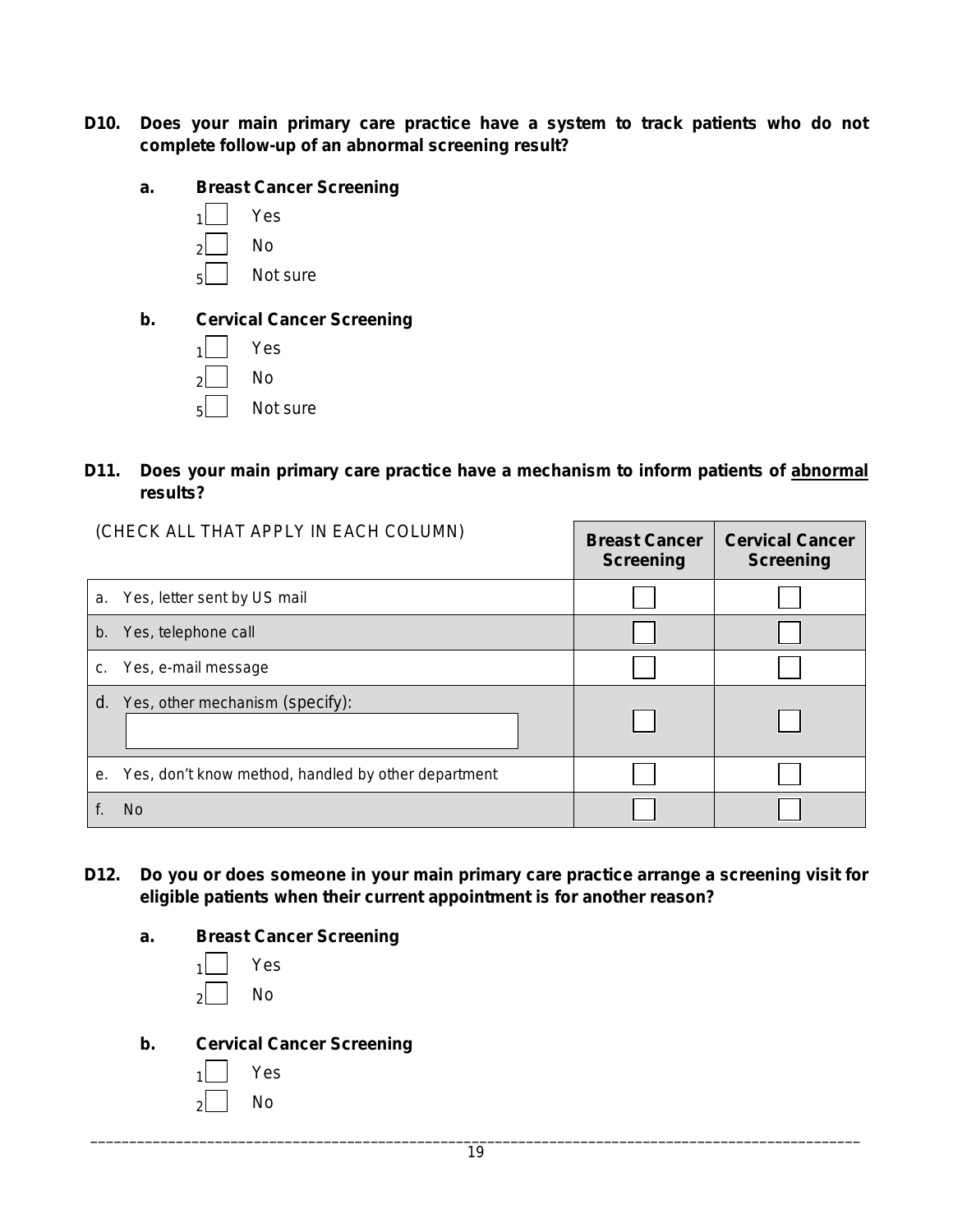**D10. Does your main primary care practice have a system to track patients who do not complete follow-up of an abnormal screening result?**

**a. Breast Cancer Screening**

- 1 ☐ Yes
- 2 ☐ No
- 5 ☐ Not sure

**b. Cervical Cancer Screening**

- 1 ☐ Yes
- 2 ☐ No
- 5 ☐ Not sure

**D11. Does your main primary care practice have a mechanism to inform patients of <u>abnormal</u> results?**

| (CHECK ALL THAT APPLY IN EACH COLUMN) | Breast Cancer Screening | Cervical Cancer Screening |
|---|---|---|
| a. Yes, letter sent by US mail | ☐ | ☐ |
| b. Yes, telephone call | ☐ | ☐ |
| c. Yes, e-mail message | ☐ | ☐ |
| d. Yes, other mechanism (specify): ________ | ☐ | ☐ |
| e. Yes, don't know method, handled by other department | ☐ | ☐ |
| f. No | ☐ | ☐ |

**D12. Do you or does someone in your main primary care practice arrange a screening visit for eligible patients when their current appointment is for another reason?**

**a. Breast Cancer Screening**

- 1 ☐ Yes
- 2 ☐ No

**b. Cervical Cancer Screening**

- 1 ☐ Yes
- 2 ☐ No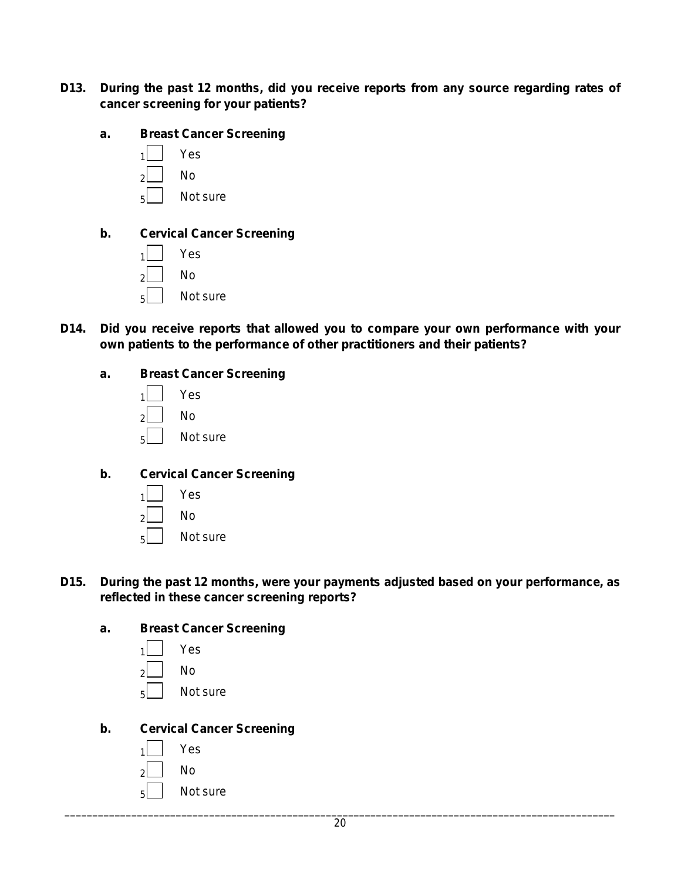**D13. During the past 12 months, did you receive reports from any source regarding rates of cancer screening for your patients?**

**a. Breast Cancer Screening**

- 1 ☐ Yes
- 2 ☐ No
- 5 ☐ Not sure

**b. Cervical Cancer Screening**

- 1 ☐ Yes
- 2 ☐ No
- 5 ☐ Not sure

**D14. Did you receive reports that allowed you to compare your own performance with your own patients to the performance of other practitioners and their patients?**

**a. Breast Cancer Screening**

- 1 ☐ Yes
- 2 ☐ No
- 5 ☐ Not sure

**b. Cervical Cancer Screening**

- 1 ☐ Yes
- 2 ☐ No
- 5 ☐ Not sure

**D15. During the past 12 months, were your payments adjusted based on your performance, as reflected in these cancer screening reports?**

**a. Breast Cancer Screening**

- 1 ☐ Yes
- 2 ☐ No
- 5 ☐ Not sure

**b. Cervical Cancer Screening**

- 1 ☐ Yes
- 2 ☐ No
- 5 ☐ Not sure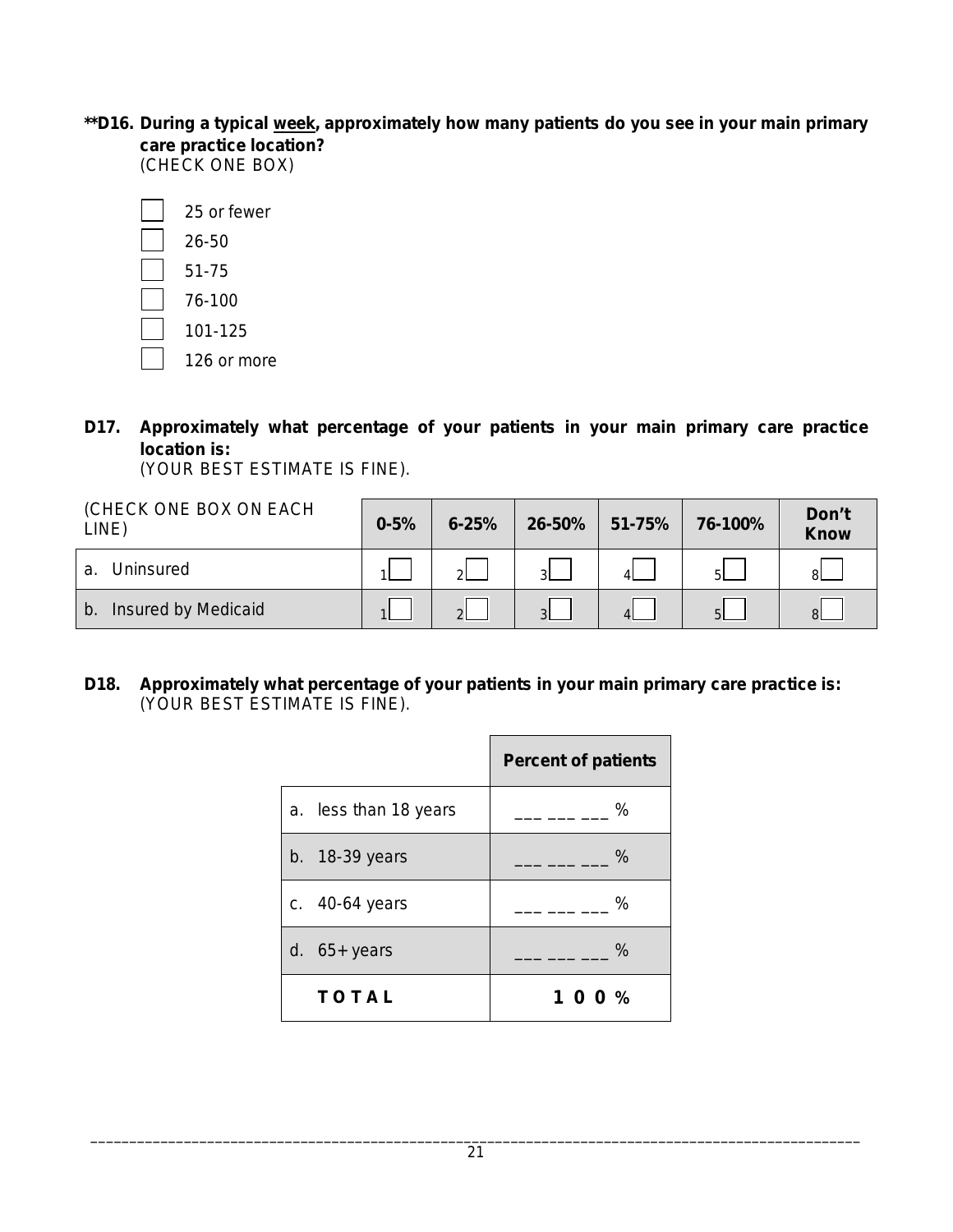**\*\*D16. During a typical week, approximately how many patients do you see in your main primary care practice location?**
(CHECK ONE BOX)

- ☐ 25 or fewer
- ☐ 26-50
- ☐ 51-75
- ☐ 76-100
- ☐ 101-125
- ☐ 126 or more

**D17. Approximately what percentage of your patients in your main primary care practice location is:**
(YOUR BEST ESTIMATE IS FINE).

| (CHECK ONE BOX ON EACH LINE) | 0-5% | 6-25% | 26-50% | 51-75% | 76-100% | Don't Know |
|---|---|---|---|---|---|---|
| a. Uninsured | 1☐ | 2☐ | 3☐ | 4☐ | 5☐ | 8☐ |
| b. Insured by Medicaid | 1☐ | 2☐ | 3☐ | 4☐ | 5☐ | 8☐ |

**D18. Approximately what percentage of your patients in your main primary care practice is:**
(YOUR BEST ESTIMATE IS FINE).

| | Percent of patients |
|---|---|
| a. less than 18 years | ___ ___ ___ % |
| b. 18-39 years | ___ ___ ___ % |
| c. 40-64 years | ___ ___ ___ % |
| d. 65+ years | ___ ___ ___ % |
| **TOTAL** | **100 %** |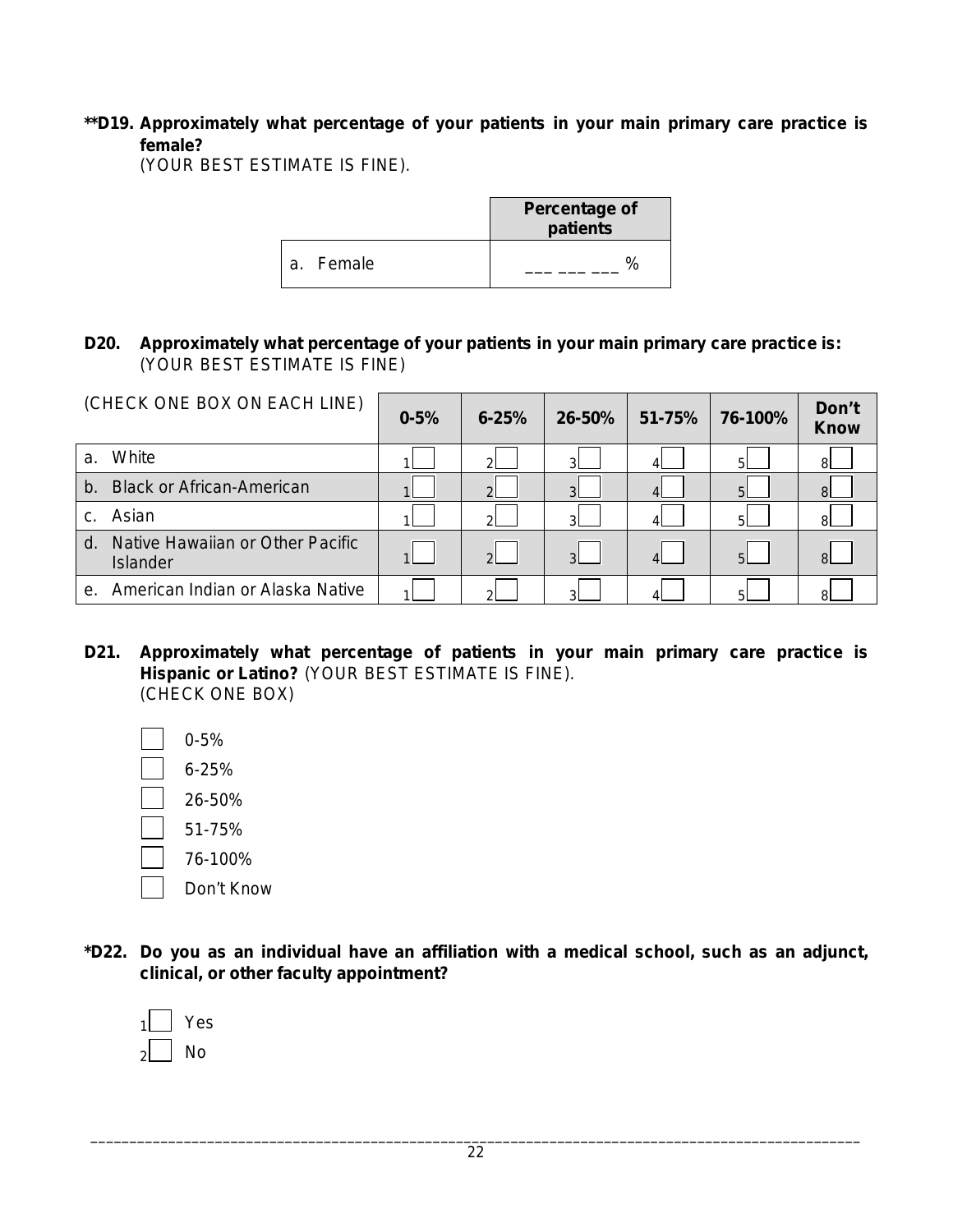**\*\*D19. Approximately what percentage of your patients in your main primary care practice is female?**
(YOUR BEST ESTIMATE IS FINE).

| | Percentage of patients |
|---|---|
| a. Female | ___ ___ ___ % |

**D20. Approximately what percentage of your patients in your main primary care practice is:**
(YOUR BEST ESTIMATE IS FINE)

| (CHECK ONE BOX ON EACH LINE) | 0-5% | 6-25% | 26-50% | 51-75% | 76-100% | Don't Know |
|---|---|---|---|---|---|---|
| a. White | 1☐ | 2☐ | 3☐ | 4☐ | 5☐ | 8☐ |
| b. Black or African-American | 1☐ | 2☐ | 3☐ | 4☐ | 5☐ | 8☐ |
| c. Asian | 1☐ | 2☐ | 3☐ | 4☐ | 5☐ | 8☐ |
| d. Native Hawaiian or Other Pacific Islander | 1☐ | 2☐ | 3☐ | 4☐ | 5☐ | 8☐ |
| e. American Indian or Alaska Native | 1☐ | 2☐ | 3☐ | 4☐ | 5☐ | 8☐ |

**D21. Approximately what percentage of patients in your main primary care practice is Hispanic or Latino?** (YOUR BEST ESTIMATE IS FINE).
(CHECK ONE BOX)

- ☐ 0-5%
- ☐ 6-25%
- ☐ 26-50%
- ☐ 51-75%
- ☐ 76-100%
- ☐ Don't Know

**\*D22. Do you as an individual have an affiliation with a medical school, such as an adjunct, clinical, or other faculty appointment?**

- 1☐ Yes
- 2☐ No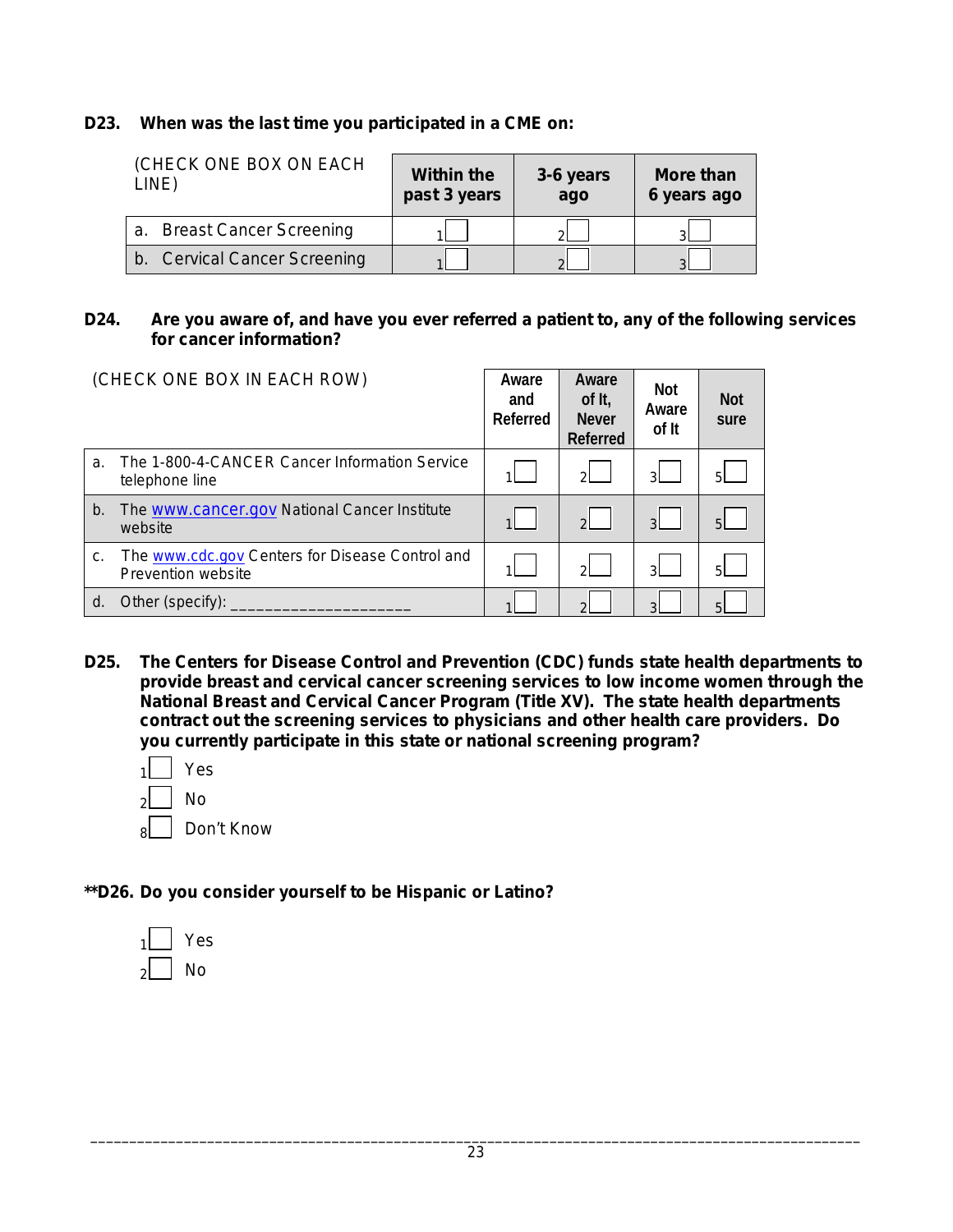**D23. When was the last time you participated in a CME on:**

| (CHECK ONE BOX ON EACH LINE) | Within the past 3 years | 3-6 years ago | More than 6 years ago |
|---|---|---|---|
| a. Breast Cancer Screening | 1☐ | 2☐ | 3☐ |
| b. Cervical Cancer Screening | 1☐ | 2☐ | 3☐ |

**D24. Are you aware of, and have you ever referred a patient to, any of the following services for cancer information?**

| (CHECK ONE BOX IN EACH ROW) | Aware and Referred | Aware of It, Never Referred | Not Aware of It | Not sure |
|---|---|---|---|---|
| a. The 1-800-4-CANCER Cancer Information Service telephone line | 1☐ | 2☐ | 3☐ | 5☐ |
| b. The www.cancer.gov National Cancer Institute website | 1☐ | 2☐ | 3☐ | 5☐ |
| c. The www.cdc.gov Centers for Disease Control and Prevention website | 1☐ | 2☐ | 3☐ | 5☐ |
| d. Other (specify): ____________________ | 1☐ | 2☐ | 3☐ | 5☐ |

**D25. The Centers for Disease Control and Prevention (CDC) funds state health departments to provide breast and cervical cancer screening services to low income women through the National Breast and Cervical Cancer Program (Title XV). The state health departments contract out the screening services to physicians and other health care providers. Do you currently participate in this state or national screening program?**

1☐ Yes

2☐ No

8☐ Don't Know

**\*\*D26. Do you consider yourself to be Hispanic or Latino?**

1☐ Yes

2☐ No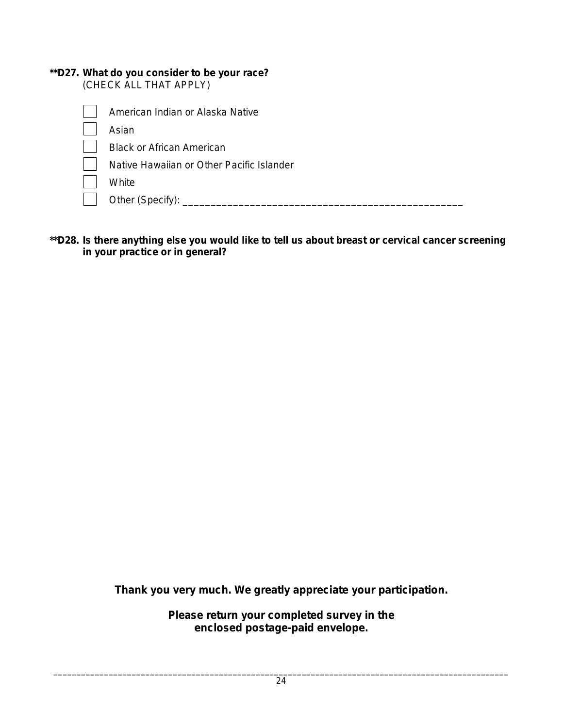**\*\*D27. What do you consider to be your race?**
(CHECK ALL THAT APPLY)

- ☐ American Indian or Alaska Native
- ☐ Asian
- ☐ Black or African American
- ☐ Native Hawaiian or Other Pacific Islander
- ☐ White
- ☐ Other (Specify): ___________________________________________________

**\*\*D28. Is there anything else you would like to tell us about breast or cervical cancer screening in your practice or in general?**

**Thank you very much. We greatly appreciate your participation.**

**Please return your completed survey in the enclosed postage-paid envelope.**